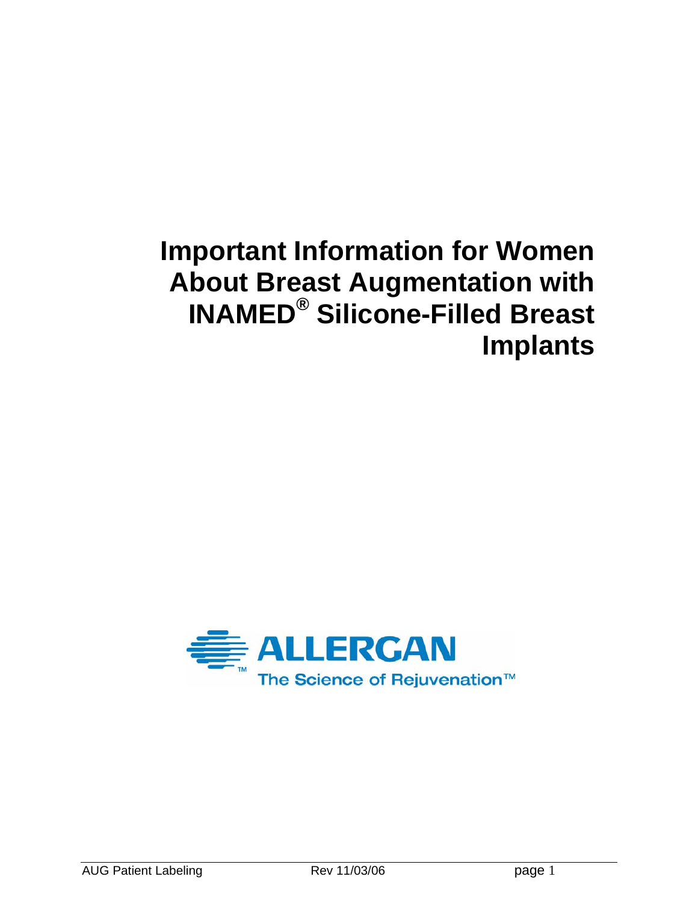# Important Information for Women About Breast Augmentation with INAMED® Silicone-Filled Breast Implants

ALLERGAN

The Science of Rejuvenation™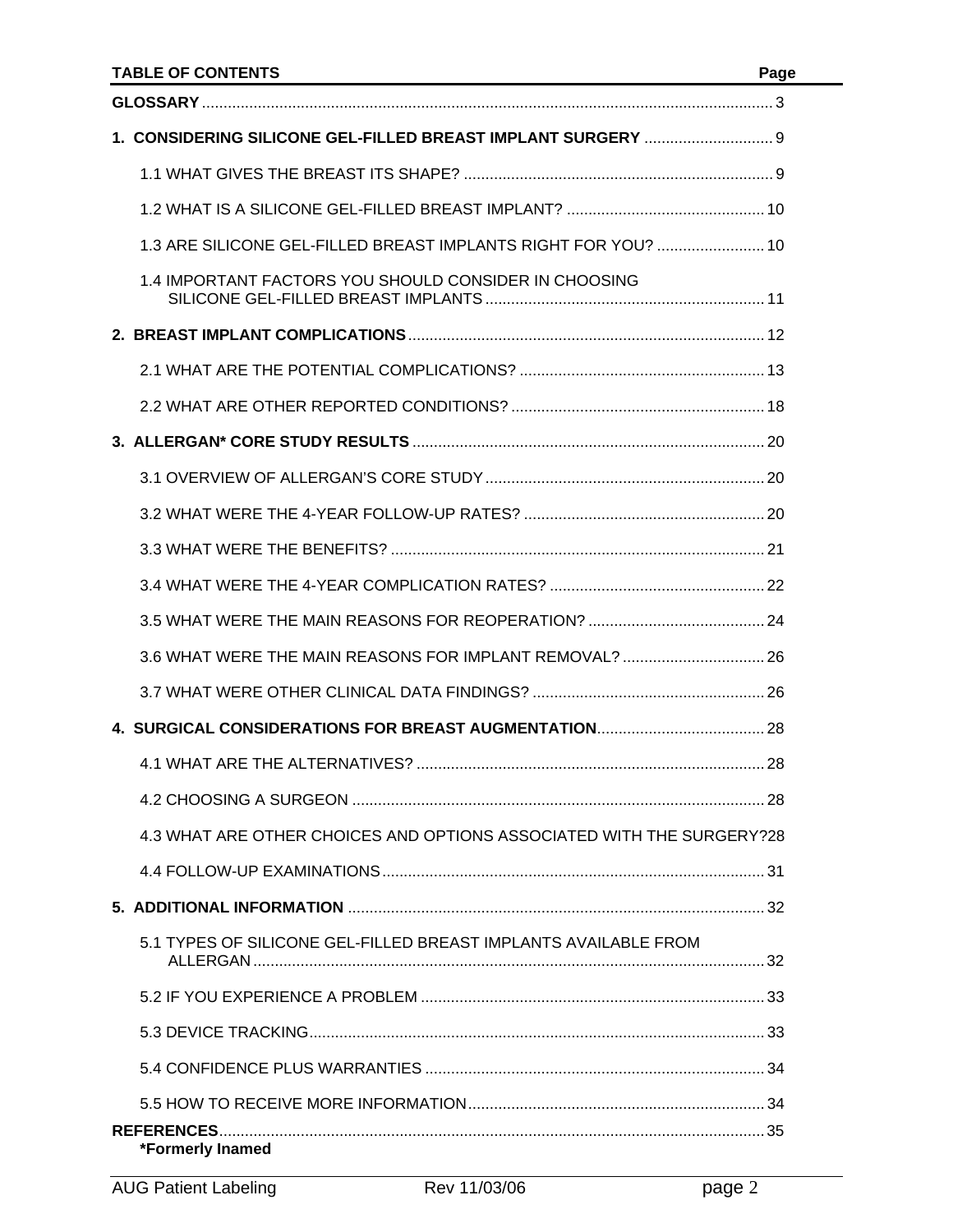**TABLE OF CONTENTS** **Page**

**GLOSSARY** ........ 3

**1. CONSIDERING SILICONE GEL-FILLED BREAST IMPLANT SURGERY** ........ 9

1.1 WHAT GIVES THE BREAST ITS SHAPE? ........ 9

1.2 WHAT IS A SILICONE GEL-FILLED BREAST IMPLANT? ........ 10

1.3 ARE SILICONE GEL-FILLED BREAST IMPLANTS RIGHT FOR YOU? ........ 10

1.4 IMPORTANT FACTORS YOU SHOULD CONSIDER IN CHOOSING SILICONE GEL-FILLED BREAST IMPLANTS ........ 11

**2. BREAST IMPLANT COMPLICATIONS** ........ 12

2.1 WHAT ARE THE POTENTIAL COMPLICATIONS? ........ 13

2.2 WHAT ARE OTHER REPORTED CONDITIONS? ........ 18

**3. ALLERGAN* CORE STUDY RESULTS** ........ 20

3.1 OVERVIEW OF ALLERGAN'S CORE STUDY ........ 20

3.2 WHAT WERE THE 4-YEAR FOLLOW-UP RATES? ........ 20

3.3 WHAT WERE THE BENEFITS? ........ 21

3.4 WHAT WERE THE 4-YEAR COMPLICATION RATES? ........ 22

3.5 WHAT WERE THE MAIN REASONS FOR REOPERATION? ........ 24

3.6 WHAT WERE THE MAIN REASONS FOR IMPLANT REMOVAL? ........ 26

3.7 WHAT WERE OTHER CLINICAL DATA FINDINGS? ........ 26

**4. SURGICAL CONSIDERATIONS FOR BREAST AUGMENTATION** ........ 28

4.1 WHAT ARE THE ALTERNATIVES? ........ 28

4.2 CHOOSING A SURGEON ........ 28

4.3 WHAT ARE OTHER CHOICES AND OPTIONS ASSOCIATED WITH THE SURGERY? 28

4.4 FOLLOW-UP EXAMINATIONS ........ 31

**5. ADDITIONAL INFORMATION** ........ 32

5.1 TYPES OF SILICONE GEL-FILLED BREAST IMPLANTS AVAILABLE FROM ALLERGAN ........ 32

5.2 IF YOU EXPERIENCE A PROBLEM ........ 33

5.3 DEVICE TRACKING ........ 33

5.4 CONFIDENCE PLUS WARRANTIES ........ 34

5.5 HOW TO RECEIVE MORE INFORMATION ........ 34

**REFERENCES** ........ 35

***Formerly Inamed**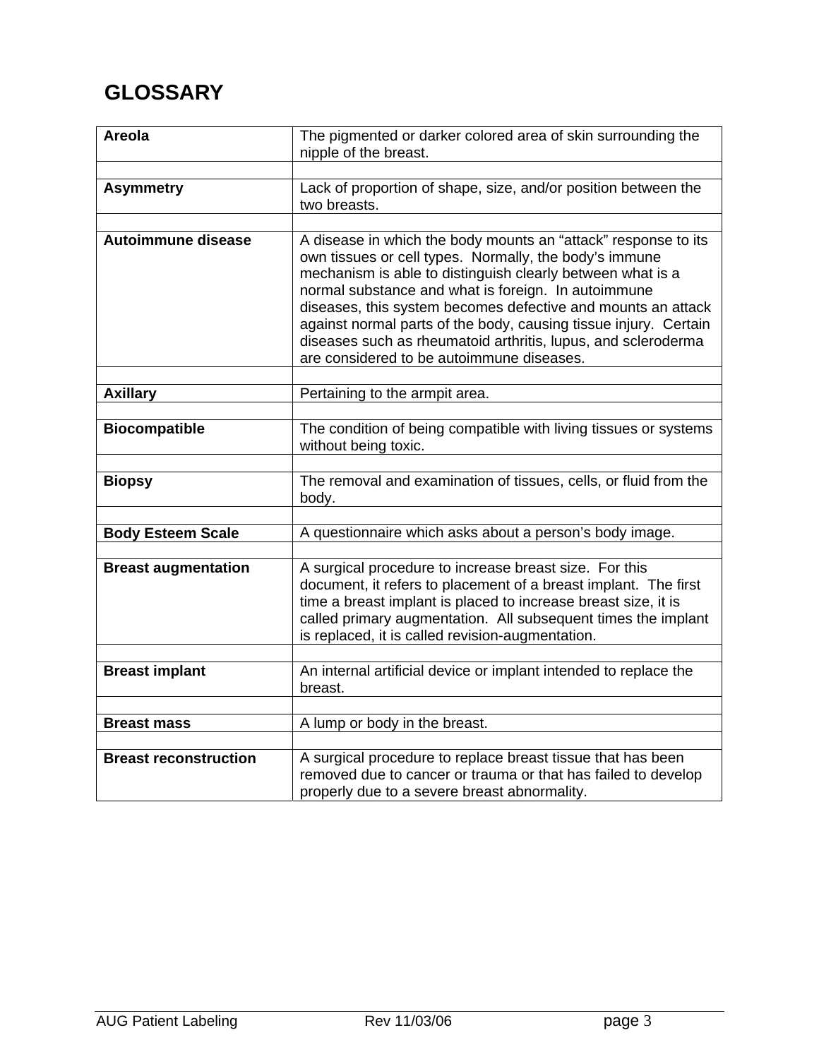# GLOSSARY

| | |
|---|---|
| **Areola** | The pigmented or darker colored area of skin surrounding the nipple of the breast. |
| **Asymmetry** | Lack of proportion of shape, size, and/or position between the two breasts. |
| **Autoimmune disease** | A disease in which the body mounts an "attack" response to its own tissues or cell types. Normally, the body's immune mechanism is able to distinguish clearly between what is a normal substance and what is foreign. In autoimmune diseases, this system becomes defective and mounts an attack against normal parts of the body, causing tissue injury. Certain diseases such as rheumatoid arthritis, lupus, and scleroderma are considered to be autoimmune diseases. |
| **Axillary** | Pertaining to the armpit area. |
| **Biocompatible** | The condition of being compatible with living tissues or systems without being toxic. |
| **Biopsy** | The removal and examination of tissues, cells, or fluid from the body. |
| **Body Esteem Scale** | A questionnaire which asks about a person's body image. |
| **Breast augmentation** | A surgical procedure to increase breast size. For this document, it refers to placement of a breast implant. The first time a breast implant is placed to increase breast size, it is called primary augmentation. All subsequent times the implant is replaced, it is called revision-augmentation. |
| **Breast implant** | An internal artificial device or implant intended to replace the breast. |
| **Breast mass** | A lump or body in the breast. |
| **Breast reconstruction** | A surgical procedure to replace breast tissue that has been removed due to cancer or trauma or that has failed to develop properly due to a severe breast abnormality. |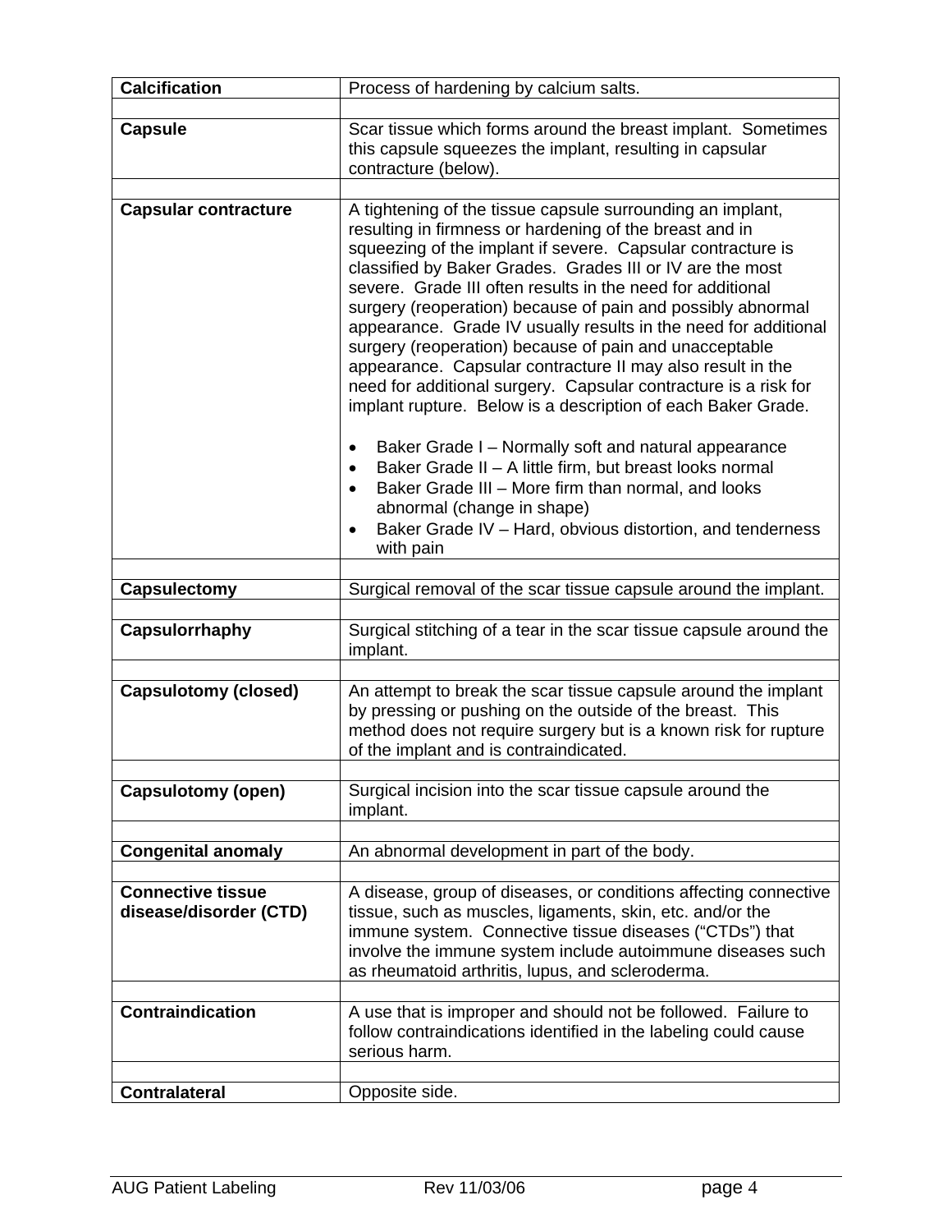| | |
|---|---|
| **Calcification** | Process of hardening by calcium salts. |
| **Capsule** | Scar tissue which forms around the breast implant. Sometimes this capsule squeezes the implant, resulting in capsular contracture (below). |
| **Capsular contracture** | A tightening of the tissue capsule surrounding an implant, resulting in firmness or hardening of the breast and in squeezing of the implant if severe. Capsular contracture is classified by Baker Grades. Grades III or IV are the most severe. Grade III often results in the need for additional surgery (reoperation) because of pain and possibly abnormal appearance. Grade IV usually results in the need for additional surgery (reoperation) because of pain and unacceptable appearance. Capsular contracture II may also result in the need for additional surgery. Capsular contracture is a risk for implant rupture. Below is a description of each Baker Grade.<br><br>• Baker Grade I – Normally soft and natural appearance<br>• Baker Grade II – A little firm, but breast looks normal<br>• Baker Grade III – More firm than normal, and looks abnormal (change in shape)<br>• Baker Grade IV – Hard, obvious distortion, and tenderness with pain |
| **Capsulectomy** | Surgical removal of the scar tissue capsule around the implant. |
| **Capsulorrhaphy** | Surgical stitching of a tear in the scar tissue capsule around the implant. |
| **Capsulotomy (closed)** | An attempt to break the scar tissue capsule around the implant by pressing or pushing on the outside of the breast. This method does not require surgery but is a known risk for rupture of the implant and is contraindicated. |
| **Capsulotomy (open)** | Surgical incision into the scar tissue capsule around the implant. |
| **Congenital anomaly** | An abnormal development in part of the body. |
| **Connective tissue disease/disorder (CTD)** | A disease, group of diseases, or conditions affecting connective tissue, such as muscles, ligaments, skin, etc. and/or the immune system. Connective tissue diseases ("CTDs") that involve the immune system include autoimmune diseases such as rheumatoid arthritis, lupus, and scleroderma. |
| **Contraindication** | A use that is improper and should not be followed. Failure to follow contraindications identified in the labeling could cause serious harm. |
| **Contralateral** | Opposite side. |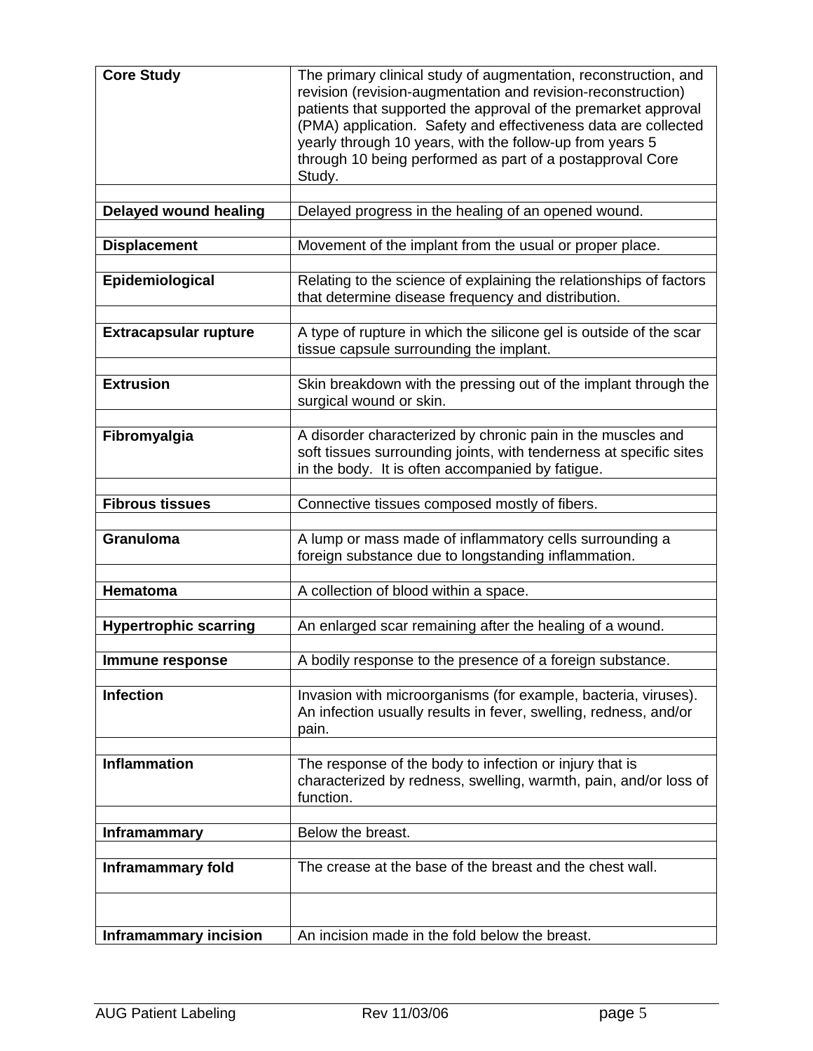| | |
|---|---|
| **Core Study** | The primary clinical study of augmentation, reconstruction, and revision (revision-augmentation and revision-reconstruction) patients that supported the approval of the premarket approval (PMA) application. Safety and effectiveness data are collected yearly through 10 years, with the follow-up from years 5 through 10 being performed as part of a postapproval Core Study. |
| **Delayed wound healing** | Delayed progress in the healing of an opened wound. |
| **Displacement** | Movement of the implant from the usual or proper place. |
| **Epidemiological** | Relating to the science of explaining the relationships of factors that determine disease frequency and distribution. |
| **Extracapsular rupture** | A type of rupture in which the silicone gel is outside of the scar tissue capsule surrounding the implant. |
| **Extrusion** | Skin breakdown with the pressing out of the implant through the surgical wound or skin. |
| **Fibromyalgia** | A disorder characterized by chronic pain in the muscles and soft tissues surrounding joints, with tenderness at specific sites in the body. It is often accompanied by fatigue. |
| **Fibrous tissues** | Connective tissues composed mostly of fibers. |
| **Granuloma** | A lump or mass made of inflammatory cells surrounding a foreign substance due to longstanding inflammation. |
| **Hematoma** | A collection of blood within a space. |
| **Hypertrophic scarring** | An enlarged scar remaining after the healing of a wound. |
| **Immune response** | A bodily response to the presence of a foreign substance. |
| **Infection** | Invasion with microorganisms (for example, bacteria, viruses). An infection usually results in fever, swelling, redness, and/or pain. |
| **Inflammation** | The response of the body to infection or injury that is characterized by redness, swelling, warmth, pain, and/or loss of function. |
| **Inframammary** | Below the breast. |
| **Inframammary fold** | The crease at the base of the breast and the chest wall. |
| **Inframammary incision** | An incision made in the fold below the breast. |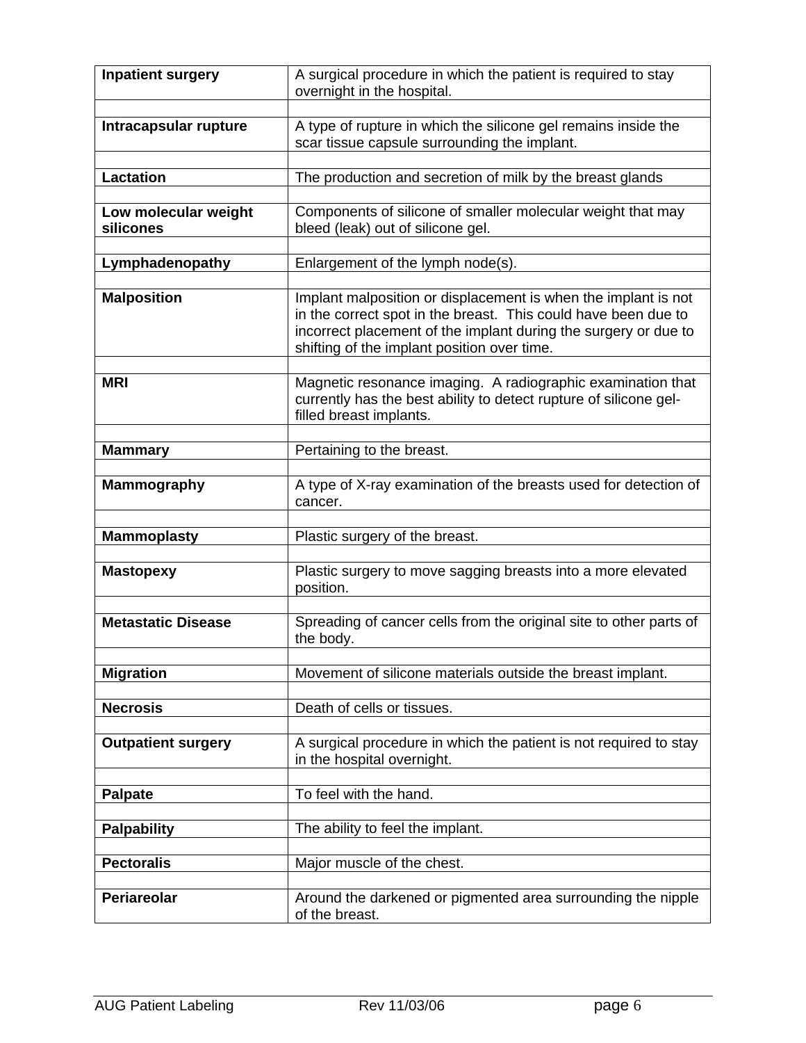| | |
|---|---|
| **Inpatient surgery** | A surgical procedure in which the patient is required to stay overnight in the hospital. |
| **Intracapsular rupture** | A type of rupture in which the silicone gel remains inside the scar tissue capsule surrounding the implant. |
| **Lactation** | The production and secretion of milk by the breast glands |
| **Low molecular weight silicones** | Components of silicone of smaller molecular weight that may bleed (leak) out of silicone gel. |
| **Lymphadenopathy** | Enlargement of the lymph node(s). |
| **Malposition** | Implant malposition or displacement is when the implant is not in the correct spot in the breast. This could have been due to incorrect placement of the implant during the surgery or due to shifting of the implant position over time. |
| **MRI** | Magnetic resonance imaging. A radiographic examination that currently has the best ability to detect rupture of silicone gel-filled breast implants. |
| **Mammary** | Pertaining to the breast. |
| **Mammography** | A type of X-ray examination of the breasts used for detection of cancer. |
| **Mammoplasty** | Plastic surgery of the breast. |
| **Mastopexy** | Plastic surgery to move sagging breasts into a more elevated position. |
| **Metastatic Disease** | Spreading of cancer cells from the original site to other parts of the body. |
| **Migration** | Movement of silicone materials outside the breast implant. |
| **Necrosis** | Death of cells or tissues. |
| **Outpatient surgery** | A surgical procedure in which the patient is not required to stay in the hospital overnight. |
| **Palpate** | To feel with the hand. |
| **Palpability** | The ability to feel the implant. |
| **Pectoralis** | Major muscle of the chest. |
| **Periareolar** | Around the darkened or pigmented area surrounding the nipple of the breast. |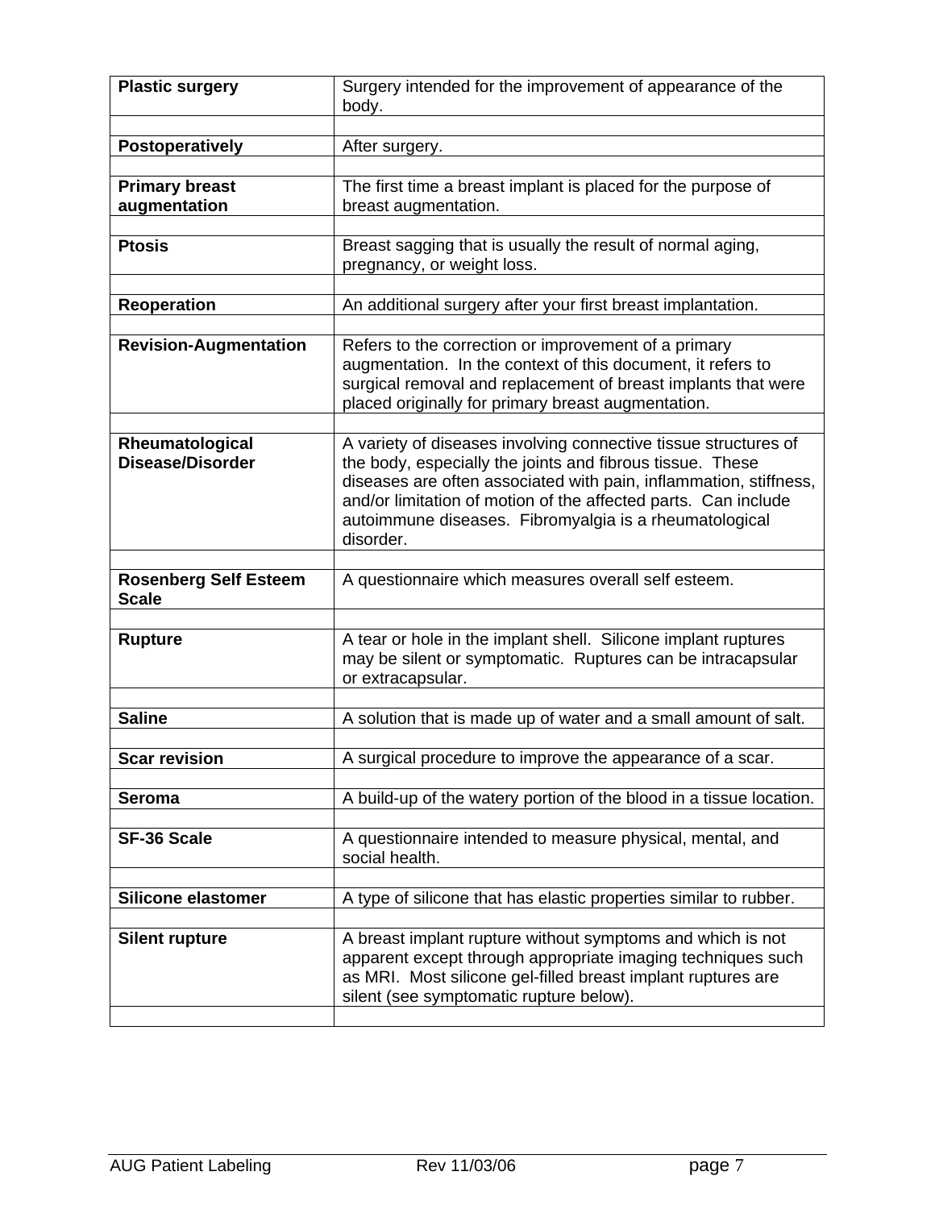| | |
|---|---|
| **Plastic surgery** | Surgery intended for the improvement of appearance of the body. |
| | |
| **Postoperatively** | After surgery. |
| | |
| **Primary breast augmentation** | The first time a breast implant is placed for the purpose of breast augmentation. |
| | |
| **Ptosis** | Breast sagging that is usually the result of normal aging, pregnancy, or weight loss. |
| | |
| **Reoperation** | An additional surgery after your first breast implantation. |
| | |
| **Revision-Augmentation** | Refers to the correction or improvement of a primary augmentation. In the context of this document, it refers to surgical removal and replacement of breast implants that were placed originally for primary breast augmentation. |
| | |
| **Rheumatological Disease/Disorder** | A variety of diseases involving connective tissue structures of the body, especially the joints and fibrous tissue. These diseases are often associated with pain, inflammation, stiffness, and/or limitation of motion of the affected parts. Can include autoimmune diseases. Fibromyalgia is a rheumatological disorder. |
| | |
| **Rosenberg Self Esteem Scale** | A questionnaire which measures overall self esteem. |
| | |
| **Rupture** | A tear or hole in the implant shell. Silicone implant ruptures may be silent or symptomatic. Ruptures can be intracapsular or extracapsular. |
| | |
| **Saline** | A solution that is made up of water and a small amount of salt. |
| | |
| **Scar revision** | A surgical procedure to improve the appearance of a scar. |
| | |
| **Seroma** | A build-up of the watery portion of the blood in a tissue location. |
| | |
| **SF-36 Scale** | A questionnaire intended to measure physical, mental, and social health. |
| | |
| **Silicone elastomer** | A type of silicone that has elastic properties similar to rubber. |
| | |
| **Silent rupture** | A breast implant rupture without symptoms and which is not apparent except through appropriate imaging techniques such as MRI. Most silicone gel-filled breast implant ruptures are silent (see symptomatic rupture below). |
| | |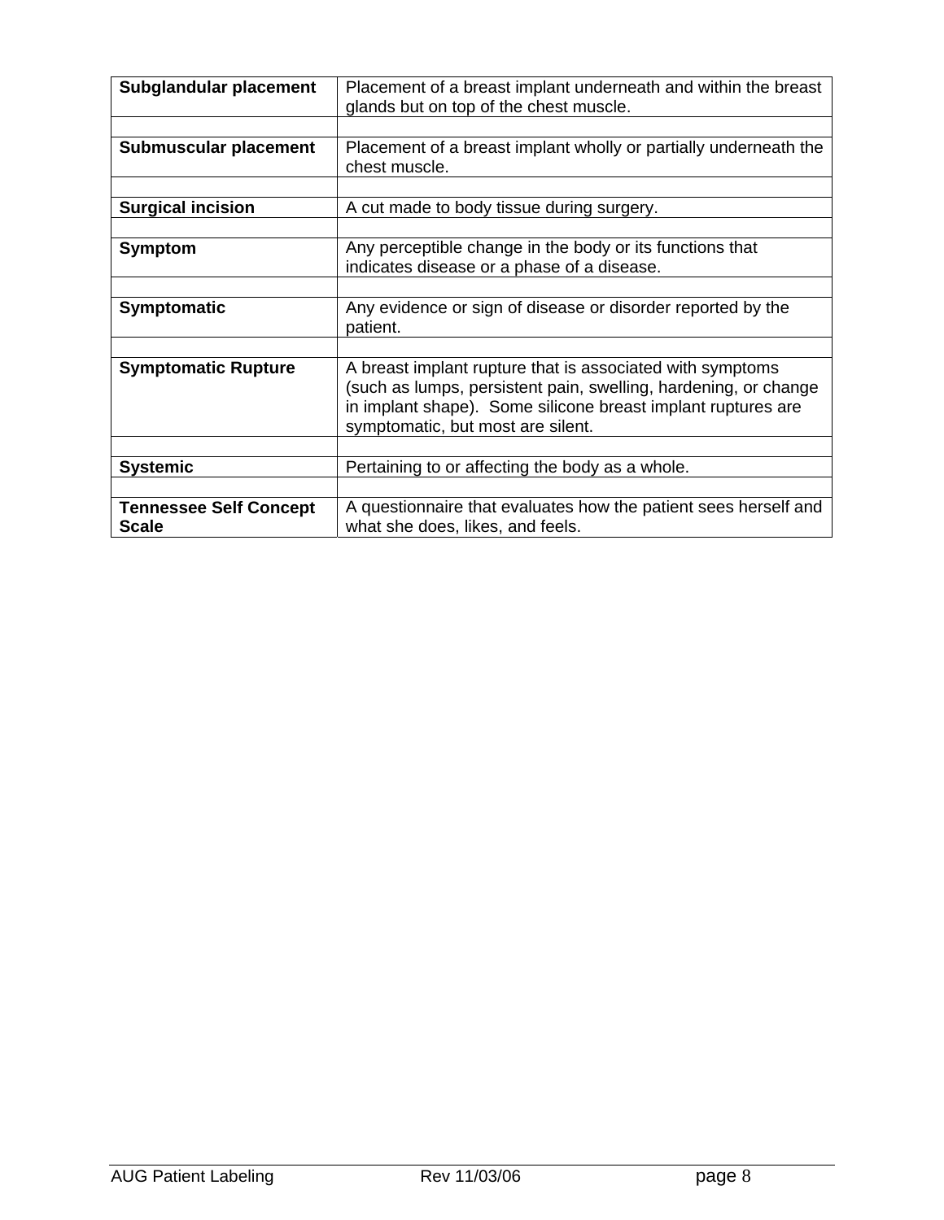| | |
|---|---|
| **Subglandular placement** | Placement of a breast implant underneath and within the breast glands but on top of the chest muscle. |
| | |
| **Submuscular placement** | Placement of a breast implant wholly or partially underneath the chest muscle. |
| | |
| **Surgical incision** | A cut made to body tissue during surgery. |
| | |
| **Symptom** | Any perceptible change in the body or its functions that indicates disease or a phase of a disease. |
| | |
| **Symptomatic** | Any evidence or sign of disease or disorder reported by the patient. |
| | |
| **Symptomatic Rupture** | A breast implant rupture that is associated with symptoms (such as lumps, persistent pain, swelling, hardening, or change in implant shape). Some silicone breast implant ruptures are symptomatic, but most are silent. |
| | |
| **Systemic** | Pertaining to or affecting the body as a whole. |
| | |
| **Tennessee Self Concept Scale** | A questionnaire that evaluates how the patient sees herself and what she does, likes, and feels. |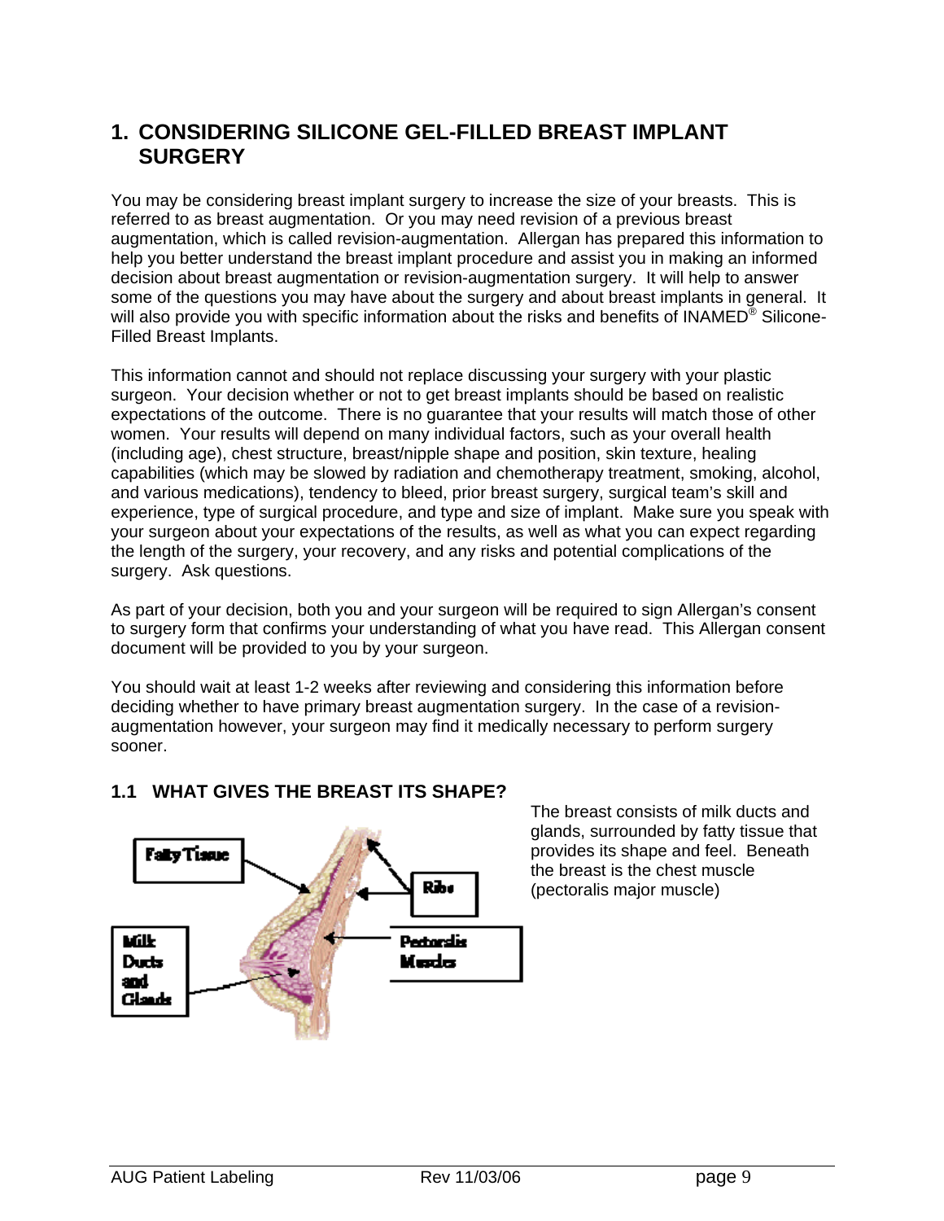# 1. CONSIDERING SILICONE GEL-FILLED BREAST IMPLANT SURGERY

You may be considering breast implant surgery to increase the size of your breasts. This is referred to as breast augmentation. Or you may need revision of a previous breast augmentation, which is called revision-augmentation. Allergan has prepared this information to help you better understand the breast implant procedure and assist you in making an informed decision about breast augmentation or revision-augmentation surgery. It will help to answer some of the questions you may have about the surgery and about breast implants in general. It will also provide you with specific information about the risks and benefits of INAMED® Silicone-Filled Breast Implants.

This information cannot and should not replace discussing your surgery with your plastic surgeon. Your decision whether or not to get breast implants should be based on realistic expectations of the outcome. There is no guarantee that your results will match those of other women. Your results will depend on many individual factors, such as your overall health (including age), chest structure, breast/nipple shape and position, skin texture, healing capabilities (which may be slowed by radiation and chemotherapy treatment, smoking, alcohol, and various medications), tendency to bleed, prior breast surgery, surgical team's skill and experience, type of surgical procedure, and type and size of implant. Make sure you speak with your surgeon about your expectations of the results, as well as what you can expect regarding the length of the surgery, your recovery, and any risks and potential complications of the surgery. Ask questions.

As part of your decision, both you and your surgeon will be required to sign Allergan's consent to surgery form that confirms your understanding of what you have read. This Allergan consent document will be provided to you by your surgeon.

You should wait at least 1-2 weeks after reviewing and considering this information before deciding whether to have primary breast augmentation surgery. In the case of a revision-augmentation however, your surgeon may find it medically necessary to perform surgery sooner.

## 1.1 WHAT GIVES THE BREAST ITS SHAPE?

Fatty Tissue

Ribs

Milk Ducts and Glands

Pectoralis Muscles

The breast consists of milk ducts and glands, surrounded by fatty tissue that provides its shape and feel. Beneath the breast is the chest muscle (pectoralis major muscle)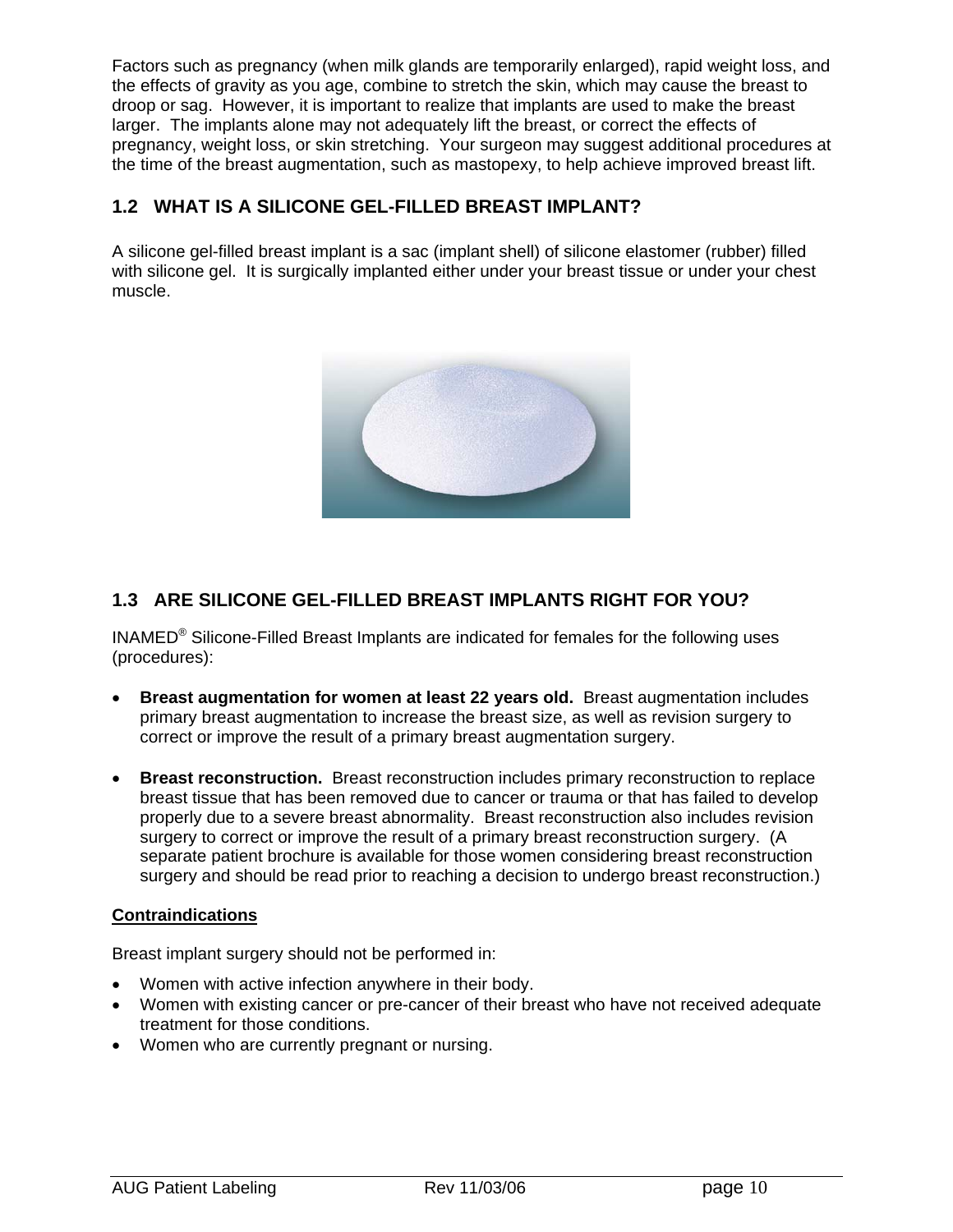Factors such as pregnancy (when milk glands are temporarily enlarged), rapid weight loss, and the effects of gravity as you age, combine to stretch the skin, which may cause the breast to droop or sag. However, it is important to realize that implants are used to make the breast larger. The implants alone may not adequately lift the breast, or correct the effects of pregnancy, weight loss, or skin stretching. Your surgeon may suggest additional procedures at the time of the breast augmentation, such as mastopexy, to help achieve improved breast lift.

## 1.2 WHAT IS A SILICONE GEL-FILLED BREAST IMPLANT?

A silicone gel-filled breast implant is a sac (implant shell) of silicone elastomer (rubber) filled with silicone gel. It is surgically implanted either under your breast tissue or under your chest muscle.

## 1.3 ARE SILICONE GEL-FILLED BREAST IMPLANTS RIGHT FOR YOU?

INAMED® Silicone-Filled Breast Implants are indicated for females for the following uses (procedures):

- **Breast augmentation for women at least 22 years old.** Breast augmentation includes primary breast augmentation to increase the breast size, as well as revision surgery to correct or improve the result of a primary breast augmentation surgery.

- **Breast reconstruction.** Breast reconstruction includes primary reconstruction to replace breast tissue that has been removed due to cancer or trauma or that has failed to develop properly due to a severe breast abnormality. Breast reconstruction also includes revision surgery to correct or improve the result of a primary breast reconstruction surgery. (A separate patient brochure is available for those women considering breast reconstruction surgery and should be read prior to reaching a decision to undergo breast reconstruction.)

**Contraindications**

Breast implant surgery should not be performed in:

- Women with active infection anywhere in their body.
- Women with existing cancer or pre-cancer of their breast who have not received adequate treatment for those conditions.
- Women who are currently pregnant or nursing.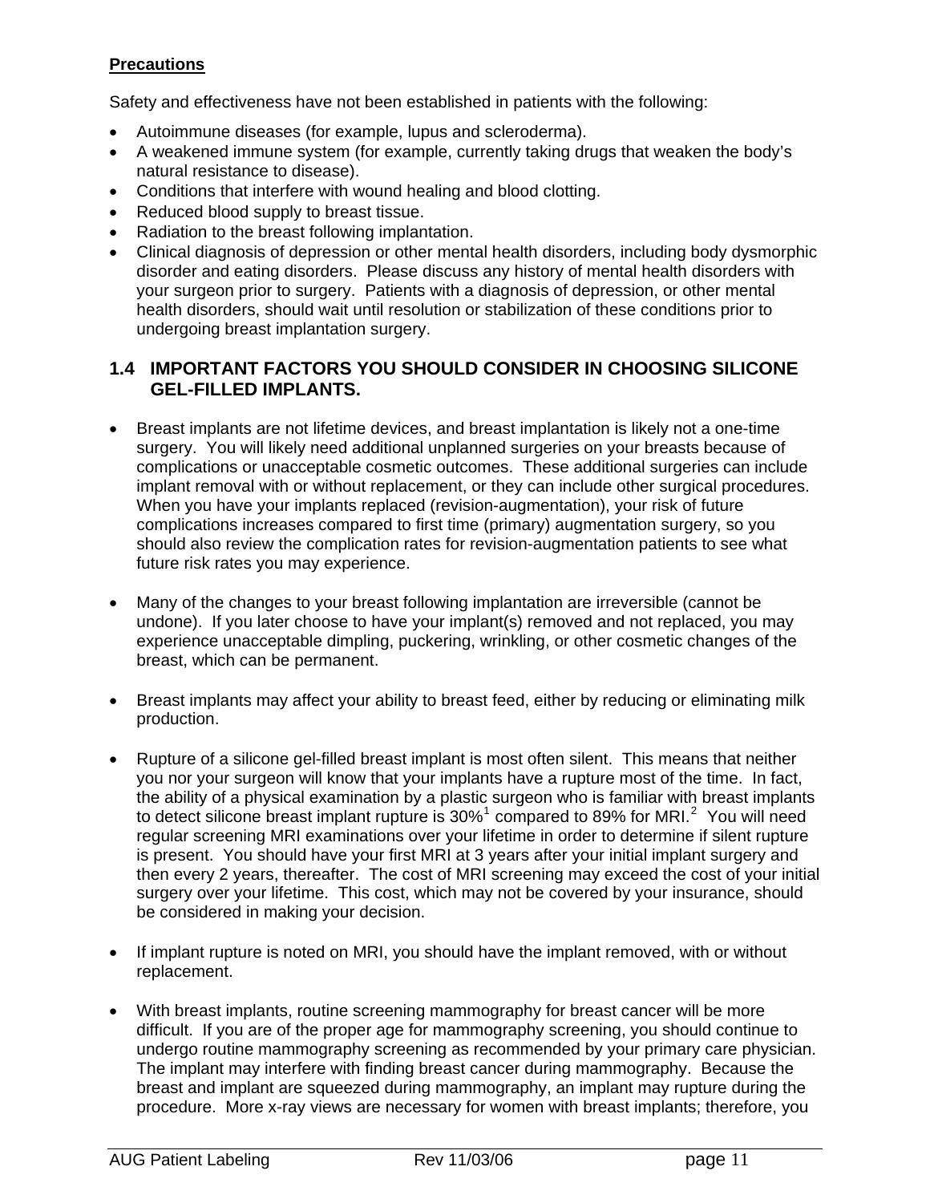**Precautions**

Safety and effectiveness have not been established in patients with the following:

- Autoimmune diseases (for example, lupus and scleroderma).
- A weakened immune system (for example, currently taking drugs that weaken the body's natural resistance to disease).
- Conditions that interfere with wound healing and blood clotting.
- Reduced blood supply to breast tissue.
- Radiation to the breast following implantation.
- Clinical diagnosis of depression or other mental health disorders, including body dysmorphic disorder and eating disorders. Please discuss any history of mental health disorders with your surgeon prior to surgery. Patients with a diagnosis of depression, or other mental health disorders, should wait until resolution or stabilization of these conditions prior to undergoing breast implantation surgery.

## 1.4 IMPORTANT FACTORS YOU SHOULD CONSIDER IN CHOOSING SILICONE GEL-FILLED IMPLANTS.

- Breast implants are not lifetime devices, and breast implantation is likely not a one-time surgery. You will likely need additional unplanned surgeries on your breasts because of complications or unacceptable cosmetic outcomes. These additional surgeries can include implant removal with or without replacement, or they can include other surgical procedures. When you have your implants replaced (revision-augmentation), your risk of future complications increases compared to first time (primary) augmentation surgery, so you should also review the complication rates for revision-augmentation patients to see what future risk rates you may experience.

- Many of the changes to your breast following implantation are irreversible (cannot be undone). If you later choose to have your implant(s) removed and not replaced, you may experience unacceptable dimpling, puckering, wrinkling, or other cosmetic changes of the breast, which can be permanent.

- Breast implants may affect your ability to breast feed, either by reducing or eliminating milk production.

- Rupture of a silicone gel-filled breast implant is most often silent. This means that neither you nor your surgeon will know that your implants have a rupture most of the time. In fact, the ability of a physical examination by a plastic surgeon who is familiar with breast implants to detect silicone breast implant rupture is 30%[1] compared to 89% for MRI.[2] You will need regular screening MRI examinations over your lifetime in order to determine if silent rupture is present. You should have your first MRI at 3 years after your initial implant surgery and then every 2 years, thereafter. The cost of MRI screening may exceed the cost of your initial surgery over your lifetime. This cost, which may not be covered by your insurance, should be considered in making your decision.

- If implant rupture is noted on MRI, you should have the implant removed, with or without replacement.

- With breast implants, routine screening mammography for breast cancer will be more difficult. If you are of the proper age for mammography screening, you should continue to undergo routine mammography screening as recommended by your primary care physician. The implant may interfere with finding breast cancer during mammography. Because the breast and implant are squeezed during mammography, an implant may rupture during the procedure. More x-ray views are necessary for women with breast implants; therefore, you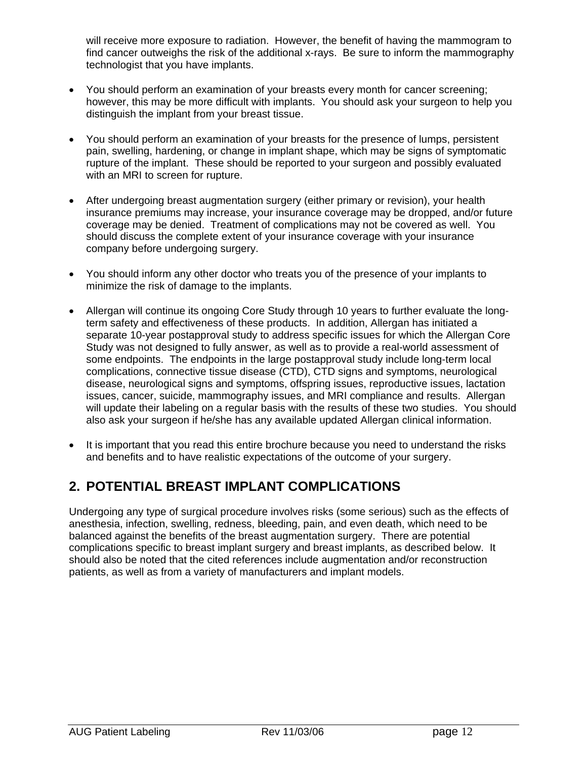will receive more exposure to radiation. However, the benefit of having the mammogram to find cancer outweighs the risk of the additional x-rays. Be sure to inform the mammography technologist that you have implants.

- You should perform an examination of your breasts every month for cancer screening; however, this may be more difficult with implants. You should ask your surgeon to help you distinguish the implant from your breast tissue.

- You should perform an examination of your breasts for the presence of lumps, persistent pain, swelling, hardening, or change in implant shape, which may be signs of symptomatic rupture of the implant. These should be reported to your surgeon and possibly evaluated with an MRI to screen for rupture.

- After undergoing breast augmentation surgery (either primary or revision), your health insurance premiums may increase, your insurance coverage may be dropped, and/or future coverage may be denied. Treatment of complications may not be covered as well. You should discuss the complete extent of your insurance coverage with your insurance company before undergoing surgery.

- You should inform any other doctor who treats you of the presence of your implants to minimize the risk of damage to the implants.

- Allergan will continue its ongoing Core Study through 10 years to further evaluate the long-term safety and effectiveness of these products. In addition, Allergan has initiated a separate 10-year postapproval study to address specific issues for which the Allergan Core Study was not designed to fully answer, as well as to provide a real-world assessment of some endpoints. The endpoints in the large postapproval study include long-term local complications, connective tissue disease (CTD), CTD signs and symptoms, neurological disease, neurological signs and symptoms, offspring issues, reproductive issues, lactation issues, cancer, suicide, mammography issues, and MRI compliance and results. Allergan will update their labeling on a regular basis with the results of these two studies. You should also ask your surgeon if he/she has any available updated Allergan clinical information.

- It is important that you read this entire brochure because you need to understand the risks and benefits and to have realistic expectations of the outcome of your surgery.

## 2. POTENTIAL BREAST IMPLANT COMPLICATIONS

Undergoing any type of surgical procedure involves risks (some serious) such as the effects of anesthesia, infection, swelling, redness, bleeding, pain, and even death, which need to be balanced against the benefits of the breast augmentation surgery. There are potential complications specific to breast implant surgery and breast implants, as described below. It should also be noted that the cited references include augmentation and/or reconstruction patients, as well as from a variety of manufacturers and implant models.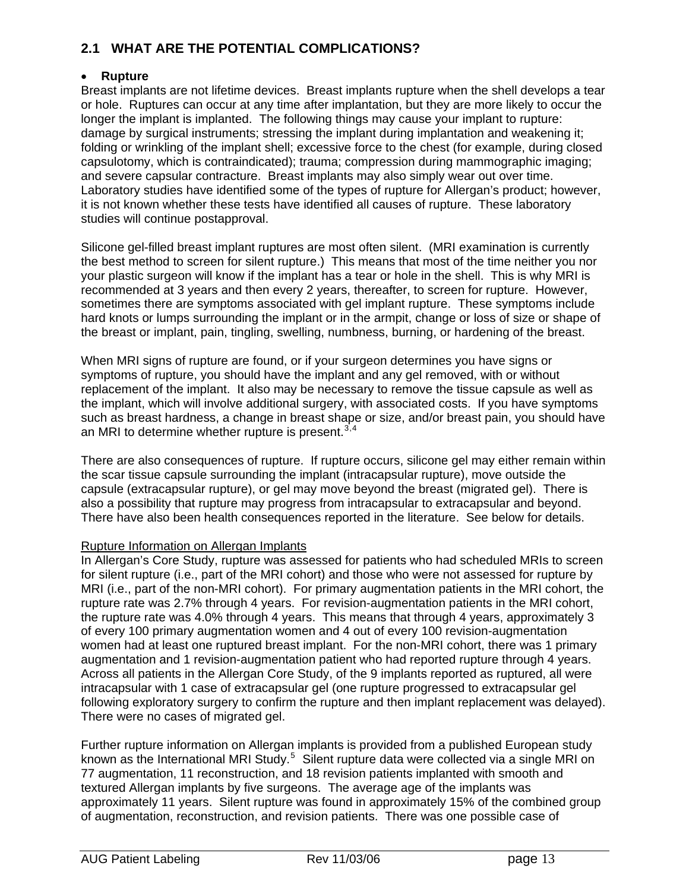## 2.1 WHAT ARE THE POTENTIAL COMPLICATIONS?

- **Rupture**

Breast implants are not lifetime devices. Breast implants rupture when the shell develops a tear or hole. Ruptures can occur at any time after implantation, but they are more likely to occur the longer the implant is implanted. The following things may cause your implant to rupture: damage by surgical instruments; stressing the implant during implantation and weakening it; folding or wrinkling of the implant shell; excessive force to the chest (for example, during closed capsulotomy, which is contraindicated); trauma; compression during mammographic imaging; and severe capsular contracture. Breast implants may also simply wear out over time. Laboratory studies have identified some of the types of rupture for Allergan's product; however, it is not known whether these tests have identified all causes of rupture. These laboratory studies will continue postapproval.

Silicone gel-filled breast implant ruptures are most often silent. (MRI examination is currently the best method to screen for silent rupture.) This means that most of the time neither you nor your plastic surgeon will know if the implant has a tear or hole in the shell. This is why MRI is recommended at 3 years and then every 2 years, thereafter, to screen for rupture. However, sometimes there are symptoms associated with gel implant rupture. These symptoms include hard knots or lumps surrounding the implant or in the armpit, change or loss of size or shape of the breast or implant, pain, tingling, swelling, numbness, burning, or hardening of the breast.

When MRI signs of rupture are found, or if your surgeon determines you have signs or symptoms of rupture, you should have the implant and any gel removed, with or without replacement of the implant. It also may be necessary to remove the tissue capsule as well as the implant, which will involve additional surgery, with associated costs. If you have symptoms such as breast hardness, a change in breast shape or size, and/or breast pain, you should have an MRI to determine whether rupture is present.[3,4]

There are also consequences of rupture. If rupture occurs, silicone gel may either remain within the scar tissue capsule surrounding the implant (intracapsular rupture), move outside the capsule (extracapsular rupture), or gel may move beyond the breast (migrated gel). There is also a possibility that rupture may progress from intracapsular to extracapsular and beyond. There have also been health consequences reported in the literature. See below for details.

Rupture Information on Allergan Implants

In Allergan's Core Study, rupture was assessed for patients who had scheduled MRIs to screen for silent rupture (i.e., part of the MRI cohort) and those who were not assessed for rupture by MRI (i.e., part of the non-MRI cohort). For primary augmentation patients in the MRI cohort, the rupture rate was 2.7% through 4 years. For revision-augmentation patients in the MRI cohort, the rupture rate was 4.0% through 4 years. This means that through 4 years, approximately 3 of every 100 primary augmentation women and 4 out of every 100 revision-augmentation women had at least one ruptured breast implant. For the non-MRI cohort, there was 1 primary augmentation and 1 revision-augmentation patient who had reported rupture through 4 years. Across all patients in the Allergan Core Study, of the 9 implants reported as ruptured, all were intracapsular with 1 case of extracapsular gel (one rupture progressed to extracapsular gel following exploratory surgery to confirm the rupture and then implant replacement was delayed). There were no cases of migrated gel.

Further rupture information on Allergan implants is provided from a published European study known as the International MRI Study.[5] Silent rupture data were collected via a single MRI on 77 augmentation, 11 reconstruction, and 18 revision patients implanted with smooth and textured Allergan implants by five surgeons. The average age of the implants was approximately 11 years. Silent rupture was found in approximately 15% of the combined group of augmentation, reconstruction, and revision patients. There was one possible case of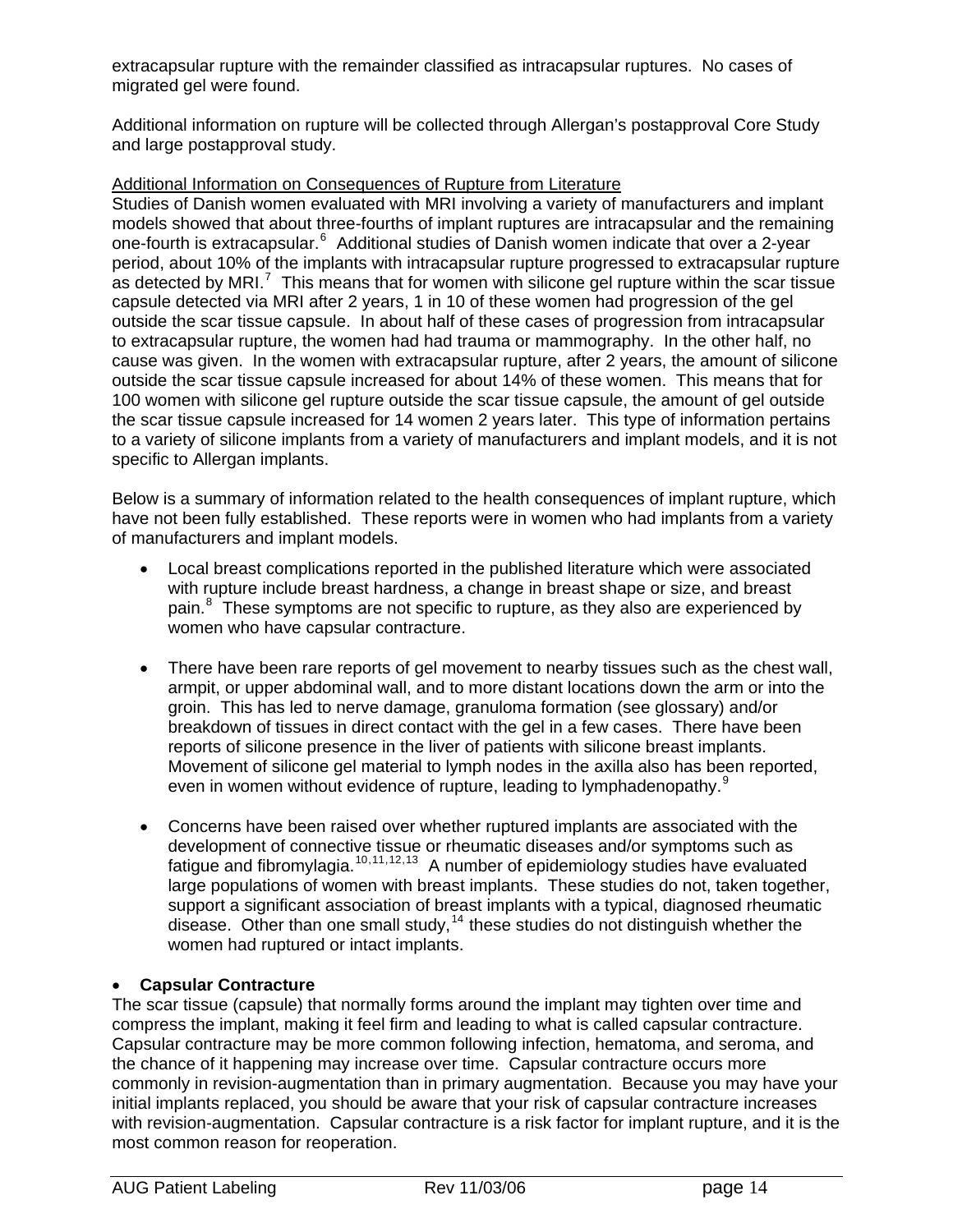extracapsular rupture with the remainder classified as intracapsular ruptures. No cases of migrated gel were found.

Additional information on rupture will be collected through Allergan's postapproval Core Study and large postapproval study.

Additional Information on Consequences of Rupture from Literature

Studies of Danish women evaluated with MRI involving a variety of manufacturers and implant models showed that about three-fourths of implant ruptures are intracapsular and the remaining one-fourth is extracapsular.[6] Additional studies of Danish women indicate that over a 2-year period, about 10% of the implants with intracapsular rupture progressed to extracapsular rupture as detected by MRI.[7] This means that for women with silicone gel rupture within the scar tissue capsule detected via MRI after 2 years, 1 in 10 of these women had progression of the gel outside the scar tissue capsule. In about half of these cases of progression from intracapsular to extracapsular rupture, the women had had trauma or mammography. In the other half, no cause was given. In the women with extracapsular rupture, after 2 years, the amount of silicone outside the scar tissue capsule increased for about 14% of these women. This means that for 100 women with silicone gel rupture outside the scar tissue capsule, the amount of gel outside the scar tissue capsule increased for 14 women 2 years later. This type of information pertains to a variety of silicone implants from a variety of manufacturers and implant models, and it is not specific to Allergan implants.

Below is a summary of information related to the health consequences of implant rupture, which have not been fully established. These reports were in women who had implants from a variety of manufacturers and implant models.

- Local breast complications reported in the published literature which were associated with rupture include breast hardness, a change in breast shape or size, and breast pain.[8] These symptoms are not specific to rupture, as they also are experienced by women who have capsular contracture.

- There have been rare reports of gel movement to nearby tissues such as the chest wall, armpit, or upper abdominal wall, and to more distant locations down the arm or into the groin. This has led to nerve damage, granuloma formation (see glossary) and/or breakdown of tissues in direct contact with the gel in a few cases. There have been reports of silicone presence in the liver of patients with silicone breast implants. Movement of silicone gel material to lymph nodes in the axilla also has been reported, even in women without evidence of rupture, leading to lymphadenopathy.[9]

- Concerns have been raised over whether ruptured implants are associated with the development of connective tissue or rheumatic diseases and/or symptoms such as fatigue and fibromylagia.[10,11,12,13] A number of epidemiology studies have evaluated large populations of women with breast implants. These studies do not, taken together, support a significant association of breast implants with a typical, diagnosed rheumatic disease. Other than one small study,[14] these studies do not distinguish whether the women had ruptured or intact implants.

- **Capsular Contracture**

The scar tissue (capsule) that normally forms around the implant may tighten over time and compress the implant, making it feel firm and leading to what is called capsular contracture. Capsular contracture may be more common following infection, hematoma, and seroma, and the chance of it happening may increase over time. Capsular contracture occurs more commonly in revision-augmentation than in primary augmentation. Because you may have your initial implants replaced, you should be aware that your risk of capsular contracture increases with revision-augmentation. Capsular contracture is a risk factor for implant rupture, and it is the most common reason for reoperation.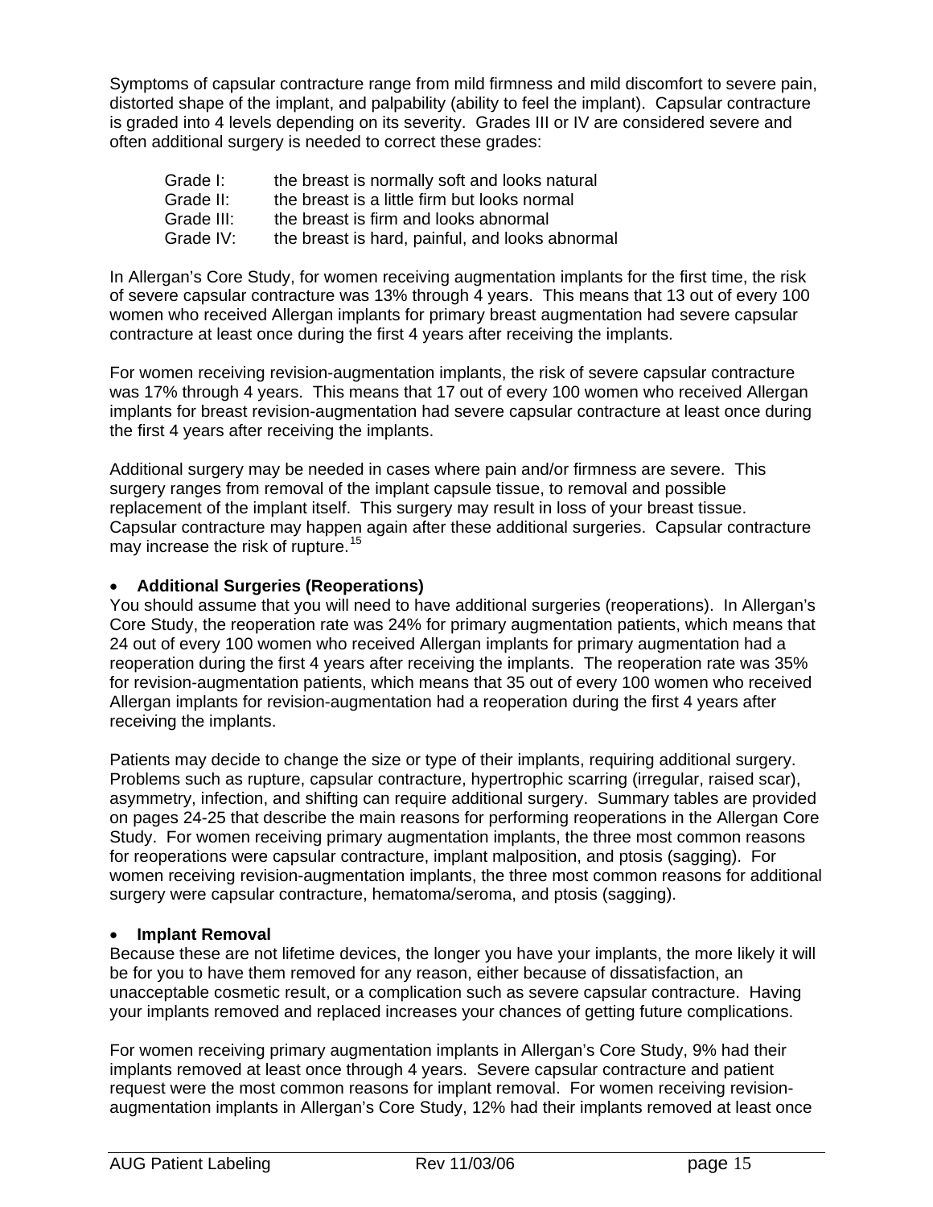Symptoms of capsular contracture range from mild firmness and mild discomfort to severe pain, distorted shape of the implant, and palpability (ability to feel the implant). Capsular contracture is graded into 4 levels depending on its severity. Grades III or IV are considered severe and often additional surgery is needed to correct these grades:

| | |
|---|---|
| Grade I: | the breast is normally soft and looks natural |
| Grade II: | the breast is a little firm but looks normal |
| Grade III: | the breast is firm and looks abnormal |
| Grade IV: | the breast is hard, painful, and looks abnormal |

In Allergan's Core Study, for women receiving augmentation implants for the first time, the risk of severe capsular contracture was 13% through 4 years. This means that 13 out of every 100 women who received Allergan implants for primary breast augmentation had severe capsular contracture at least once during the first 4 years after receiving the implants.

For women receiving revision-augmentation implants, the risk of severe capsular contracture was 17% through 4 years. This means that 17 out of every 100 women who received Allergan implants for breast revision-augmentation had severe capsular contracture at least once during the first 4 years after receiving the implants.

Additional surgery may be needed in cases where pain and/or firmness are severe. This surgery ranges from removal of the implant capsule tissue, to removal and possible replacement of the implant itself. This surgery may result in loss of your breast tissue. Capsular contracture may happen again after these additional surgeries. Capsular contracture may increase the risk of rupture.[15]

- **Additional Surgeries (Reoperations)**

You should assume that you will need to have additional surgeries (reoperations). In Allergan's Core Study, the reoperation rate was 24% for primary augmentation patients, which means that 24 out of every 100 women who received Allergan implants for primary augmentation had a reoperation during the first 4 years after receiving the implants. The reoperation rate was 35% for revision-augmentation patients, which means that 35 out of every 100 women who received Allergan implants for revision-augmentation had a reoperation during the first 4 years after receiving the implants.

Patients may decide to change the size or type of their implants, requiring additional surgery. Problems such as rupture, capsular contracture, hypertrophic scarring (irregular, raised scar), asymmetry, infection, and shifting can require additional surgery. Summary tables are provided on pages 24-25 that describe the main reasons for performing reoperations in the Allergan Core Study. For women receiving primary augmentation implants, the three most common reasons for reoperations were capsular contracture, implant malposition, and ptosis (sagging). For women receiving revision-augmentation implants, the three most common reasons for additional surgery were capsular contracture, hematoma/seroma, and ptosis (sagging).

- **Implant Removal**

Because these are not lifetime devices, the longer you have your implants, the more likely it will be for you to have them removed for any reason, either because of dissatisfaction, an unacceptable cosmetic result, or a complication such as severe capsular contracture. Having your implants removed and replaced increases your chances of getting future complications.

For women receiving primary augmentation implants in Allergan's Core Study, 9% had their implants removed at least once through 4 years. Severe capsular contracture and patient request were the most common reasons for implant removal. For women receiving revision-augmentation implants in Allergan's Core Study, 12% had their implants removed at least once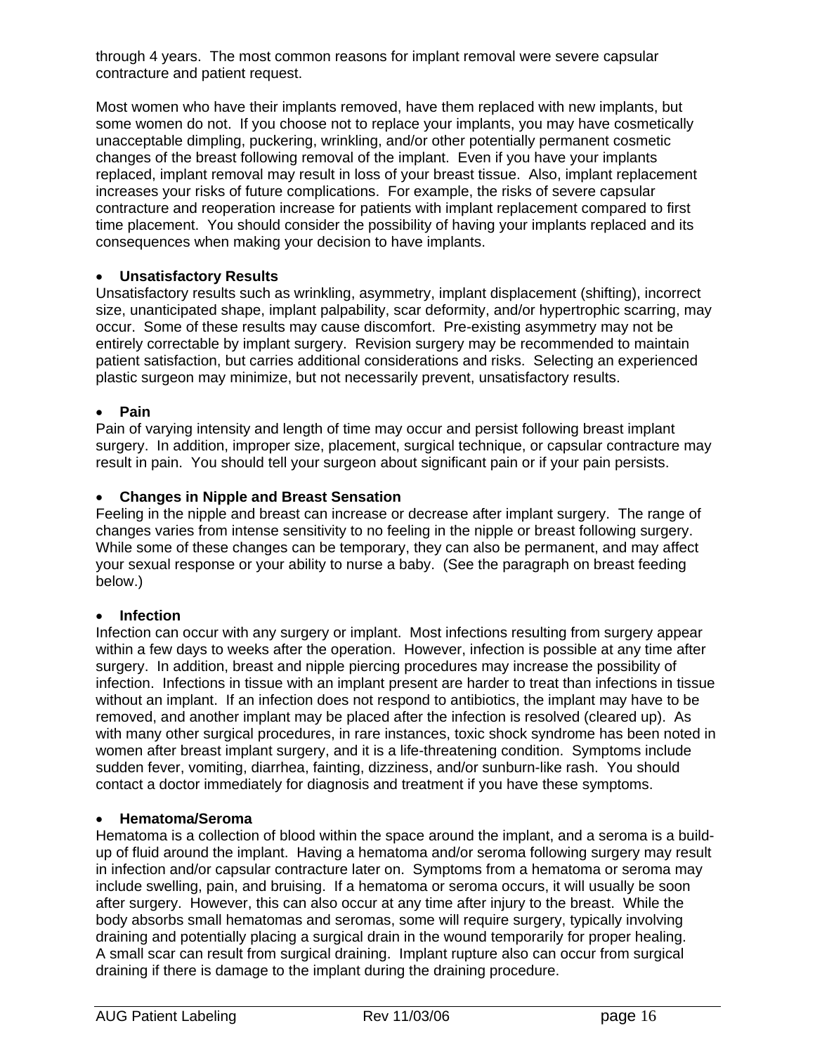through 4 years. The most common reasons for implant removal were severe capsular contracture and patient request.

Most women who have their implants removed, have them replaced with new implants, but some women do not. If you choose not to replace your implants, you may have cosmetically unacceptable dimpling, puckering, wrinkling, and/or other potentially permanent cosmetic changes of the breast following removal of the implant. Even if you have your implants replaced, implant removal may result in loss of your breast tissue. Also, implant replacement increases your risks of future complications. For example, the risks of severe capsular contracture and reoperation increase for patients with implant replacement compared to first time placement. You should consider the possibility of having your implants replaced and its consequences when making your decision to have implants.

- **Unsatisfactory Results**

Unsatisfactory results such as wrinkling, asymmetry, implant displacement (shifting), incorrect size, unanticipated shape, implant palpability, scar deformity, and/or hypertrophic scarring, may occur. Some of these results may cause discomfort. Pre-existing asymmetry may not be entirely correctable by implant surgery. Revision surgery may be recommended to maintain patient satisfaction, but carries additional considerations and risks. Selecting an experienced plastic surgeon may minimize, but not necessarily prevent, unsatisfactory results.

- **Pain**

Pain of varying intensity and length of time may occur and persist following breast implant surgery. In addition, improper size, placement, surgical technique, or capsular contracture may result in pain. You should tell your surgeon about significant pain or if your pain persists.

- **Changes in Nipple and Breast Sensation**

Feeling in the nipple and breast can increase or decrease after implant surgery. The range of changes varies from intense sensitivity to no feeling in the nipple or breast following surgery. While some of these changes can be temporary, they can also be permanent, and may affect your sexual response or your ability to nurse a baby. (See the paragraph on breast feeding below.)

- **Infection**

Infection can occur with any surgery or implant. Most infections resulting from surgery appear within a few days to weeks after the operation. However, infection is possible at any time after surgery. In addition, breast and nipple piercing procedures may increase the possibility of infection. Infections in tissue with an implant present are harder to treat than infections in tissue without an implant. If an infection does not respond to antibiotics, the implant may have to be removed, and another implant may be placed after the infection is resolved (cleared up). As with many other surgical procedures, in rare instances, toxic shock syndrome has been noted in women after breast implant surgery, and it is a life-threatening condition. Symptoms include sudden fever, vomiting, diarrhea, fainting, dizziness, and/or sunburn-like rash. You should contact a doctor immediately for diagnosis and treatment if you have these symptoms.

- **Hematoma/Seroma**

Hematoma is a collection of blood within the space around the implant, and a seroma is a build-up of fluid around the implant. Having a hematoma and/or seroma following surgery may result in infection and/or capsular contracture later on. Symptoms from a hematoma or seroma may include swelling, pain, and bruising. If a hematoma or seroma occurs, it will usually be soon after surgery. However, this can also occur at any time after injury to the breast. While the body absorbs small hematomas and seromas, some will require surgery, typically involving draining and potentially placing a surgical drain in the wound temporarily for proper healing. A small scar can result from surgical draining. Implant rupture also can occur from surgical draining if there is damage to the implant during the draining procedure.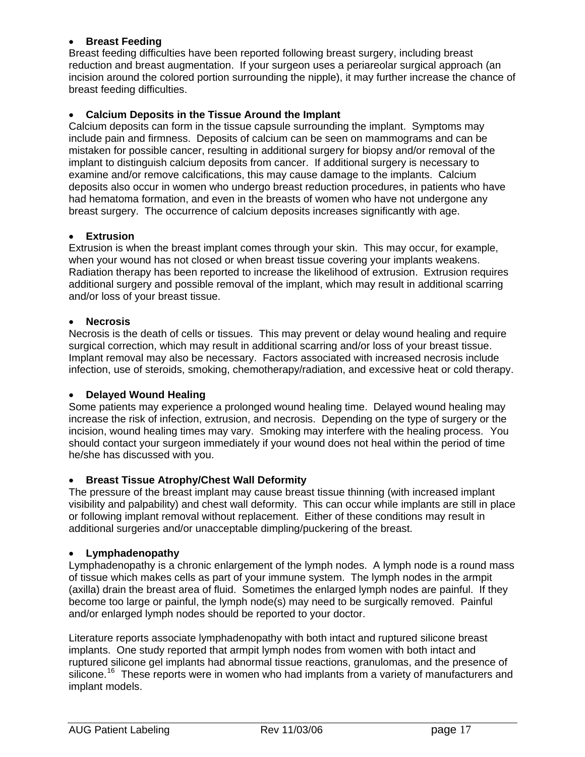- **Breast Feeding**

Breast feeding difficulties have been reported following breast surgery, including breast reduction and breast augmentation. If your surgeon uses a periareolar surgical approach (an incision around the colored portion surrounding the nipple), it may further increase the chance of breast feeding difficulties.

- **Calcium Deposits in the Tissue Around the Implant**

Calcium deposits can form in the tissue capsule surrounding the implant. Symptoms may include pain and firmness. Deposits of calcium can be seen on mammograms and can be mistaken for possible cancer, resulting in additional surgery for biopsy and/or removal of the implant to distinguish calcium deposits from cancer. If additional surgery is necessary to examine and/or remove calcifications, this may cause damage to the implants. Calcium deposits also occur in women who undergo breast reduction procedures, in patients who have had hematoma formation, and even in the breasts of women who have not undergone any breast surgery. The occurrence of calcium deposits increases significantly with age.

- **Extrusion**

Extrusion is when the breast implant comes through your skin. This may occur, for example, when your wound has not closed or when breast tissue covering your implants weakens. Radiation therapy has been reported to increase the likelihood of extrusion. Extrusion requires additional surgery and possible removal of the implant, which may result in additional scarring and/or loss of your breast tissue.

- **Necrosis**

Necrosis is the death of cells or tissues. This may prevent or delay wound healing and require surgical correction, which may result in additional scarring and/or loss of your breast tissue. Implant removal may also be necessary. Factors associated with increased necrosis include infection, use of steroids, smoking, chemotherapy/radiation, and excessive heat or cold therapy.

- **Delayed Wound Healing**

Some patients may experience a prolonged wound healing time. Delayed wound healing may increase the risk of infection, extrusion, and necrosis. Depending on the type of surgery or the incision, wound healing times may vary. Smoking may interfere with the healing process. You should contact your surgeon immediately if your wound does not heal within the period of time he/she has discussed with you.

- **Breast Tissue Atrophy/Chest Wall Deformity**

The pressure of the breast implant may cause breast tissue thinning (with increased implant visibility and palpability) and chest wall deformity. This can occur while implants are still in place or following implant removal without replacement. Either of these conditions may result in additional surgeries and/or unacceptable dimpling/puckering of the breast.

- **Lymphadenopathy**

Lymphadenopathy is a chronic enlargement of the lymph nodes. A lymph node is a round mass of tissue which makes cells as part of your immune system. The lymph nodes in the armpit (axilla) drain the breast area of fluid. Sometimes the enlarged lymph nodes are painful. If they become too large or painful, the lymph node(s) may need to be surgically removed. Painful and/or enlarged lymph nodes should be reported to your doctor.

Literature reports associate lymphadenopathy with both intact and ruptured silicone breast implants. One study reported that armpit lymph nodes from women with both intact and ruptured silicone gel implants had abnormal tissue reactions, granulomas, and the presence of silicone.[16] These reports were in women who had implants from a variety of manufacturers and implant models.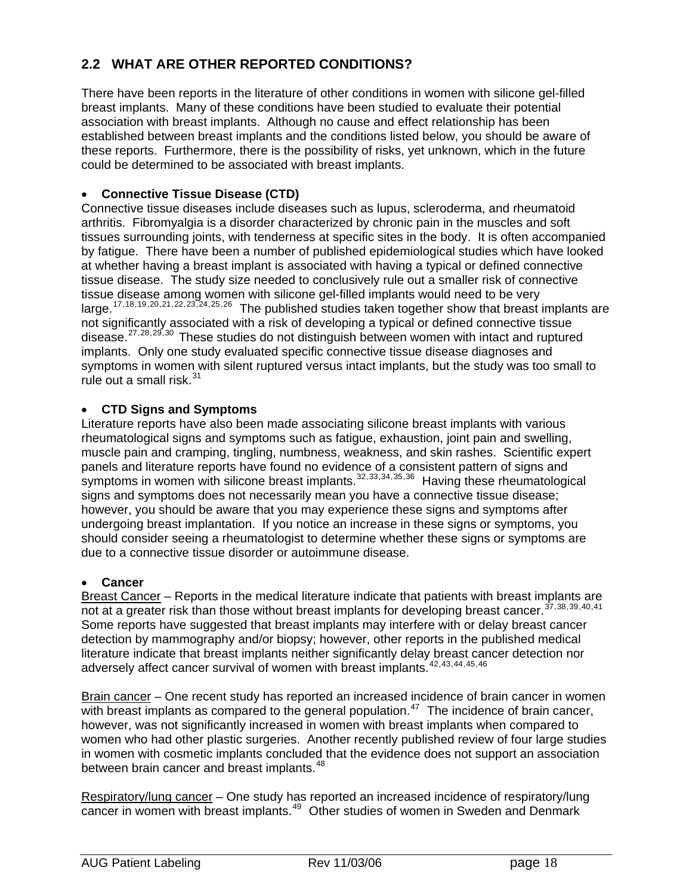## 2.2 WHAT ARE OTHER REPORTED CONDITIONS?

There have been reports in the literature of other conditions in women with silicone gel-filled breast implants. Many of these conditions have been studied to evaluate their potential association with breast implants. Although no cause and effect relationship has been established between breast implants and the conditions listed below, you should be aware of these reports. Furthermore, there is the possibility of risks, yet unknown, which in the future could be determined to be associated with breast implants.

- **Connective Tissue Disease (CTD)**

Connective tissue diseases include diseases such as lupus, scleroderma, and rheumatoid arthritis. Fibromyalgia is a disorder characterized by chronic pain in the muscles and soft tissues surrounding joints, with tenderness at specific sites in the body. It is often accompanied by fatigue. There have been a number of published epidemiological studies which have looked at whether having a breast implant is associated with having a typical or defined connective tissue disease. The study size needed to conclusively rule out a smaller risk of connective tissue disease among women with silicone gel-filled implants would need to be very large.[17,18,19,20,21,22,23,24,25,26] The published studies taken together show that breast implants are not significantly associated with a risk of developing a typical or defined connective tissue disease.[27,28,29,30] These studies do not distinguish between women with intact and ruptured implants. Only one study evaluated specific connective tissue disease diagnoses and symptoms in women with silent ruptured versus intact implants, but the study was too small to rule out a small risk.[31]

- **CTD Signs and Symptoms**

Literature reports have also been made associating silicone breast implants with various rheumatological signs and symptoms such as fatigue, exhaustion, joint pain and swelling, muscle pain and cramping, tingling, numbness, weakness, and skin rashes. Scientific expert panels and literature reports have found no evidence of a consistent pattern of signs and symptoms in women with silicone breast implants.[32,33,34,35,36] Having these rheumatological signs and symptoms does not necessarily mean you have a connective tissue disease; however, you should be aware that you may experience these signs and symptoms after undergoing breast implantation. If you notice an increase in these signs or symptoms, you should consider seeing a rheumatologist to determine whether these signs or symptoms are due to a connective tissue disorder or autoimmune disease.

- **Cancer**

Breast Cancer – Reports in the medical literature indicate that patients with breast implants are not at a greater risk than those without breast implants for developing breast cancer.[37,38,39,40,41] Some reports have suggested that breast implants may interfere with or delay breast cancer detection by mammography and/or biopsy; however, other reports in the published medical literature indicate that breast implants neither significantly delay breast cancer detection nor adversely affect cancer survival of women with breast implants.[42,43,44,45,46]

Brain cancer – One recent study has reported an increased incidence of brain cancer in women with breast implants as compared to the general population.[47] The incidence of brain cancer, however, was not significantly increased in women with breast implants when compared to women who had other plastic surgeries. Another recently published review of four large studies in women with cosmetic implants concluded that the evidence does not support an association between brain cancer and breast implants.[48]

Respiratory/lung cancer – One study has reported an increased incidence of respiratory/lung cancer in women with breast implants.[49] Other studies of women in Sweden and Denmark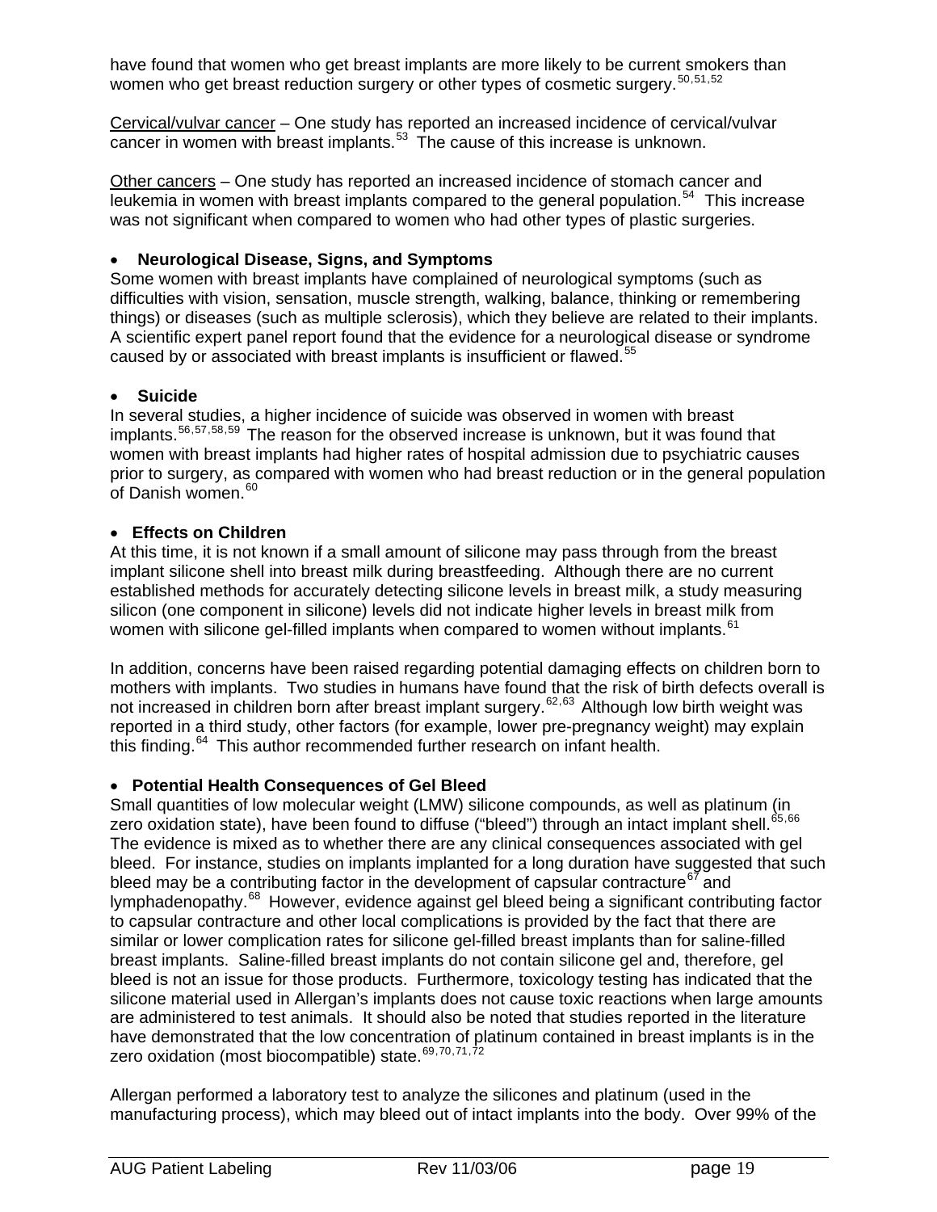have found that women who get breast implants are more likely to be current smokers than women who get breast reduction surgery or other types of cosmetic surgery.[50,51,52]

Cervical/vulvar cancer – One study has reported an increased incidence of cervical/vulvar cancer in women with breast implants.[53] The cause of this increase is unknown.

Other cancers – One study has reported an increased incidence of stomach cancer and leukemia in women with breast implants compared to the general population.[54] This increase was not significant when compared to women who had other types of plastic surgeries.

- **Neurological Disease, Signs, and Symptoms**

Some women with breast implants have complained of neurological symptoms (such as difficulties with vision, sensation, muscle strength, walking, balance, thinking or remembering things) or diseases (such as multiple sclerosis), which they believe are related to their implants. A scientific expert panel report found that the evidence for a neurological disease or syndrome caused by or associated with breast implants is insufficient or flawed.[55]

- **Suicide**

In several studies, a higher incidence of suicide was observed in women with breast implants.[56,57,58,59] The reason for the observed increase is unknown, but it was found that women with breast implants had higher rates of hospital admission due to psychiatric causes prior to surgery, as compared with women who had breast reduction or in the general population of Danish women.[60]

- **Effects on Children**

At this time, it is not known if a small amount of silicone may pass through from the breast implant silicone shell into breast milk during breastfeeding. Although there are no current established methods for accurately detecting silicone levels in breast milk, a study measuring silicon (one component in silicone) levels did not indicate higher levels in breast milk from women with silicone gel-filled implants when compared to women without implants.[61]

In addition, concerns have been raised regarding potential damaging effects on children born to mothers with implants. Two studies in humans have found that the risk of birth defects overall is not increased in children born after breast implant surgery.[62,63] Although low birth weight was reported in a third study, other factors (for example, lower pre-pregnancy weight) may explain this finding.[64] This author recommended further research on infant health.

- **Potential Health Consequences of Gel Bleed**

Small quantities of low molecular weight (LMW) silicone compounds, as well as platinum (in zero oxidation state), have been found to diffuse ("bleed") through an intact implant shell.[65,66] The evidence is mixed as to whether there are any clinical consequences associated with gel bleed. For instance, studies on implants implanted for a long duration have suggested that such bleed may be a contributing factor in the development of capsular contracture[67] and lymphadenopathy.[68] However, evidence against gel bleed being a significant contributing factor to capsular contracture and other local complications is provided by the fact that there are similar or lower complication rates for silicone gel-filled breast implants than for saline-filled breast implants. Saline-filled breast implants do not contain silicone gel and, therefore, gel bleed is not an issue for those products. Furthermore, toxicology testing has indicated that the silicone material used in Allergan's implants does not cause toxic reactions when large amounts are administered to test animals. It should also be noted that studies reported in the literature have demonstrated that the low concentration of platinum contained in breast implants is in the zero oxidation (most biocompatible) state.[69,70,71,72]

Allergan performed a laboratory test to analyze the silicones and platinum (used in the manufacturing process), which may bleed out of intact implants into the body. Over 99% of the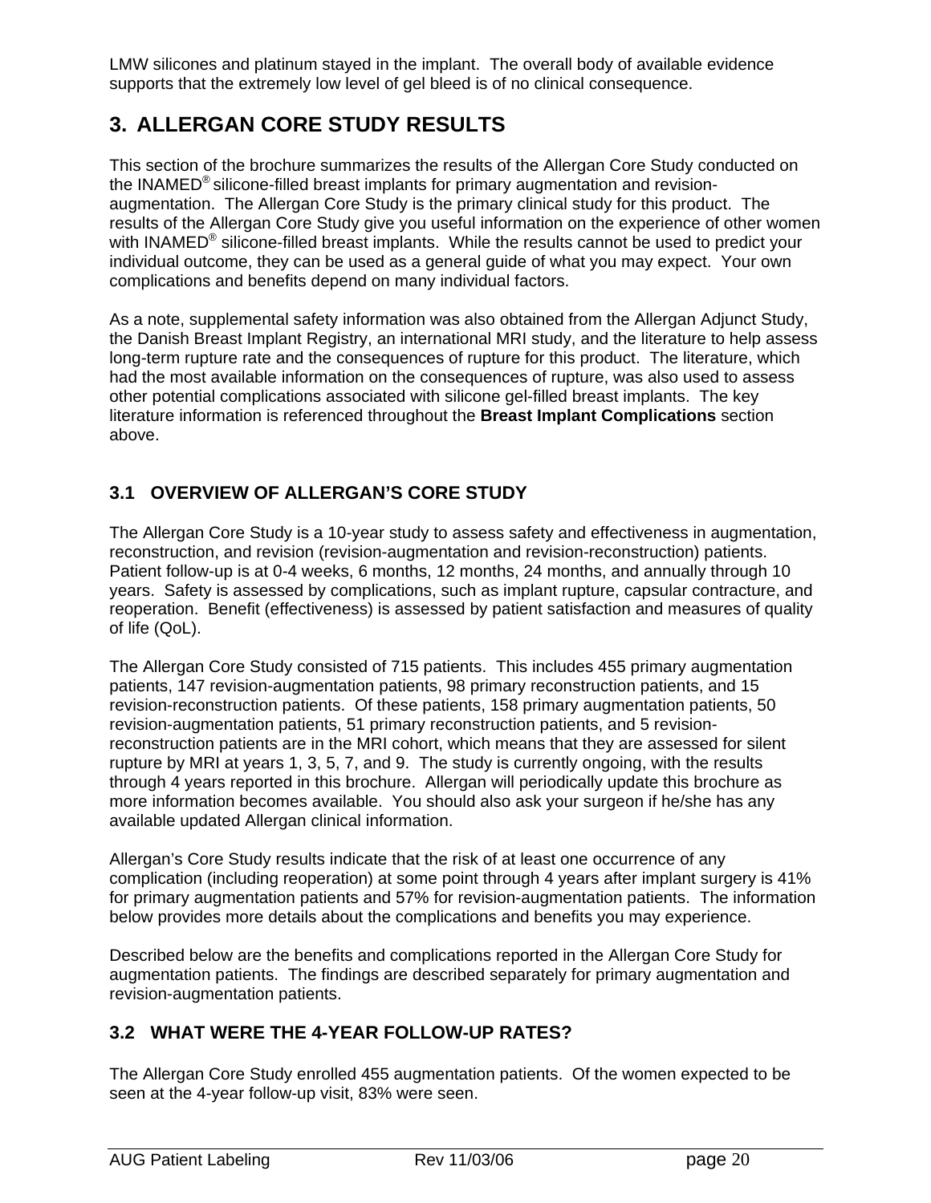LMW silicones and platinum stayed in the implant. The overall body of available evidence supports that the extremely low level of gel bleed is of no clinical consequence.

# 3. ALLERGAN CORE STUDY RESULTS

This section of the brochure summarizes the results of the Allergan Core Study conducted on the INAMED® silicone-filled breast implants for primary augmentation and revision-augmentation. The Allergan Core Study is the primary clinical study for this product. The results of the Allergan Core Study give you useful information on the experience of other women with INAMED® silicone-filled breast implants. While the results cannot be used to predict your individual outcome, they can be used as a general guide of what you may expect. Your own complications and benefits depend on many individual factors.

As a note, supplemental safety information was also obtained from the Allergan Adjunct Study, the Danish Breast Implant Registry, an international MRI study, and the literature to help assess long-term rupture rate and the consequences of rupture for this product. The literature, which had the most available information on the consequences of rupture, was also used to assess other potential complications associated with silicone gel-filled breast implants. The key literature information is referenced throughout the **Breast Implant Complications** section above.

## 3.1 OVERVIEW OF ALLERGAN'S CORE STUDY

The Allergan Core Study is a 10-year study to assess safety and effectiveness in augmentation, reconstruction, and revision (revision-augmentation and revision-reconstruction) patients. Patient follow-up is at 0-4 weeks, 6 months, 12 months, 24 months, and annually through 10 years. Safety is assessed by complications, such as implant rupture, capsular contracture, and reoperation. Benefit (effectiveness) is assessed by patient satisfaction and measures of quality of life (QoL).

The Allergan Core Study consisted of 715 patients. This includes 455 primary augmentation patients, 147 revision-augmentation patients, 98 primary reconstruction patients, and 15 revision-reconstruction patients. Of these patients, 158 primary augmentation patients, 50 revision-augmentation patients, 51 primary reconstruction patients, and 5 revision-reconstruction patients are in the MRI cohort, which means that they are assessed for silent rupture by MRI at years 1, 3, 5, 7, and 9. The study is currently ongoing, with the results through 4 years reported in this brochure. Allergan will periodically update this brochure as more information becomes available. You should also ask your surgeon if he/she has any available updated Allergan clinical information.

Allergan's Core Study results indicate that the risk of at least one occurrence of any complication (including reoperation) at some point through 4 years after implant surgery is 41% for primary augmentation patients and 57% for revision-augmentation patients. The information below provides more details about the complications and benefits you may experience.

Described below are the benefits and complications reported in the Allergan Core Study for augmentation patients. The findings are described separately for primary augmentation and revision-augmentation patients.

## 3.2 WHAT WERE THE 4-YEAR FOLLOW-UP RATES?

The Allergan Core Study enrolled 455 augmentation patients. Of the women expected to be seen at the 4-year follow-up visit, 83% were seen.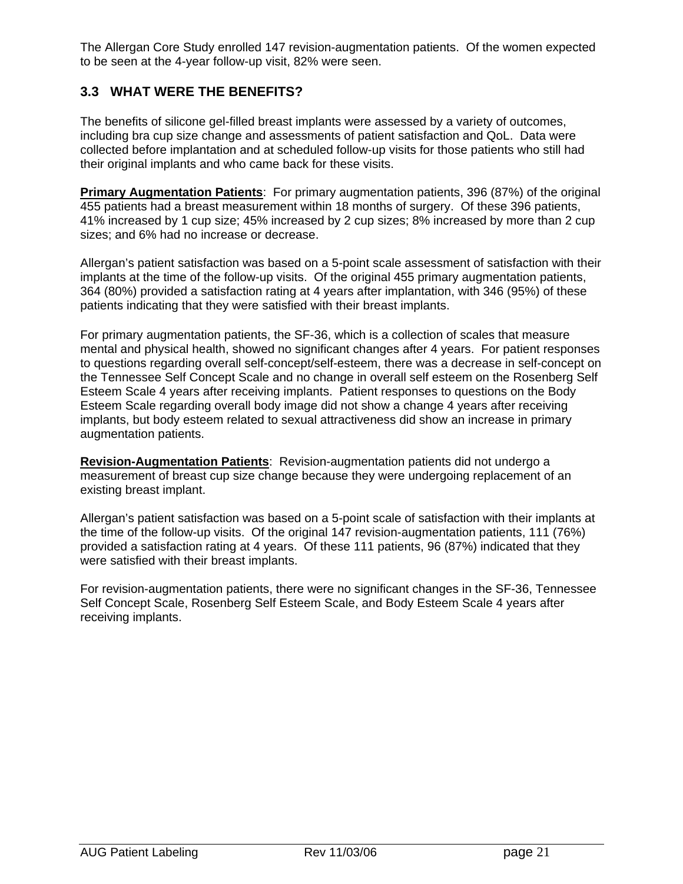The Allergan Core Study enrolled 147 revision-augmentation patients. Of the women expected to be seen at the 4-year follow-up visit, 82% were seen.

### 3.3 WHAT WERE THE BENEFITS?

The benefits of silicone gel-filled breast implants were assessed by a variety of outcomes, including bra cup size change and assessments of patient satisfaction and QoL. Data were collected before implantation and at scheduled follow-up visits for those patients who still had their original implants and who came back for these visits.

**Primary Augmentation Patients**: For primary augmentation patients, 396 (87%) of the original 455 patients had a breast measurement within 18 months of surgery. Of these 396 patients, 41% increased by 1 cup size; 45% increased by 2 cup sizes; 8% increased by more than 2 cup sizes; and 6% had no increase or decrease.

Allergan's patient satisfaction was based on a 5-point scale assessment of satisfaction with their implants at the time of the follow-up visits. Of the original 455 primary augmentation patients, 364 (80%) provided a satisfaction rating at 4 years after implantation, with 346 (95%) of these patients indicating that they were satisfied with their breast implants.

For primary augmentation patients, the SF-36, which is a collection of scales that measure mental and physical health, showed no significant changes after 4 years. For patient responses to questions regarding overall self-concept/self-esteem, there was a decrease in self-concept on the Tennessee Self Concept Scale and no change in overall self esteem on the Rosenberg Self Esteem Scale 4 years after receiving implants. Patient responses to questions on the Body Esteem Scale regarding overall body image did not show a change 4 years after receiving implants, but body esteem related to sexual attractiveness did show an increase in primary augmentation patients.

**Revision-Augmentation Patients**: Revision-augmentation patients did not undergo a measurement of breast cup size change because they were undergoing replacement of an existing breast implant.

Allergan's patient satisfaction was based on a 5-point scale of satisfaction with their implants at the time of the follow-up visits. Of the original 147 revision-augmentation patients, 111 (76%) provided a satisfaction rating at 4 years. Of these 111 patients, 96 (87%) indicated that they were satisfied with their breast implants.

For revision-augmentation patients, there were no significant changes in the SF-36, Tennessee Self Concept Scale, Rosenberg Self Esteem Scale, and Body Esteem Scale 4 years after receiving implants.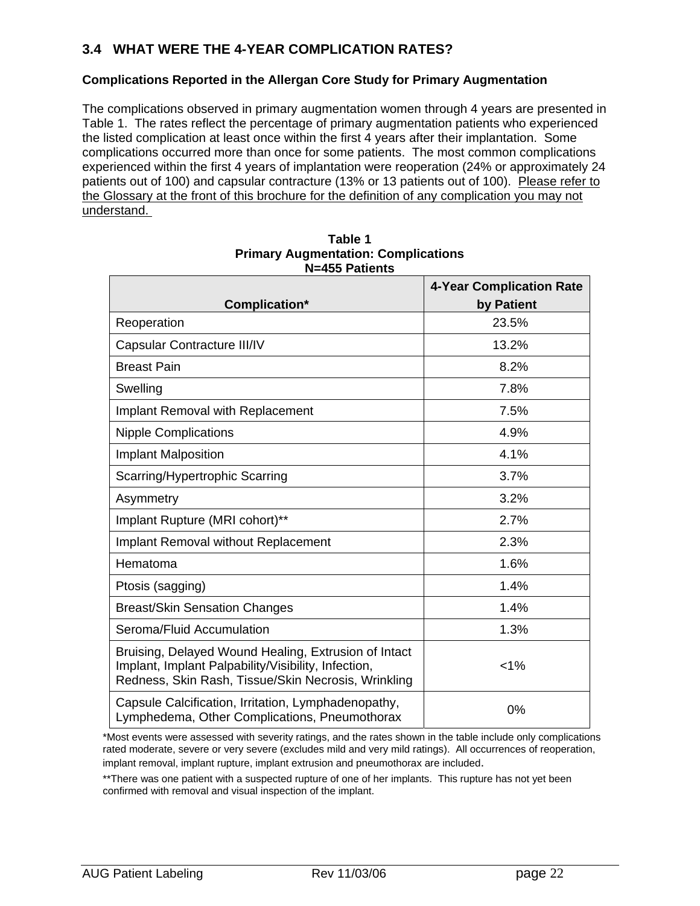## 3.4 WHAT WERE THE 4-YEAR COMPLICATION RATES?

**Complications Reported in the Allergan Core Study for Primary Augmentation**

The complications observed in primary augmentation women through 4 years are presented in Table 1. The rates reflect the percentage of primary augmentation patients who experienced the listed complication at least once within the first 4 years after their implantation. Some complications occurred more than once for some patients. The most common complications experienced within the first 4 years of implantation were reoperation (24% or approximately 24 patients out of 100) and capsular contracture (13% or 13 patients out of 100). Please refer to the Glossary at the front of this brochure for the definition of any complication you may not understand.

**Table 1**
**Primary Augmentation: Complications**
**N=455 Patients**

| Complication* | 4-Year Complication Rate by Patient |
|---|---|
| Reoperation | 23.5% |
| Capsular Contracture III/IV | 13.2% |
| Breast Pain | 8.2% |
| Swelling | 7.8% |
| Implant Removal with Replacement | 7.5% |
| Nipple Complications | 4.9% |
| Implant Malposition | 4.1% |
| Scarring/Hypertrophic Scarring | 3.7% |
| Asymmetry | 3.2% |
| Implant Rupture (MRI cohort)** | 2.7% |
| Implant Removal without Replacement | 2.3% |
| Hematoma | 1.6% |
| Ptosis (sagging) | 1.4% |
| Breast/Skin Sensation Changes | 1.4% |
| Seroma/Fluid Accumulation | 1.3% |
| Bruising, Delayed Wound Healing, Extrusion of Intact Implant, Implant Palpability/Visibility, Infection, Redness, Skin Rash, Tissue/Skin Necrosis, Wrinkling | <1% |
| Capsule Calcification, Irritation, Lymphadenopathy, Lymphedema, Other Complications, Pneumothorax | 0% |

*Most events were assessed with severity ratings, and the rates shown in the table include only complications rated moderate, severe or very severe (excludes mild and very mild ratings). All occurrences of reoperation, implant removal, implant rupture, implant extrusion and pneumothorax are included.

**There was one patient with a suspected rupture of one of her implants. This rupture has not yet been confirmed with removal and visual inspection of the implant.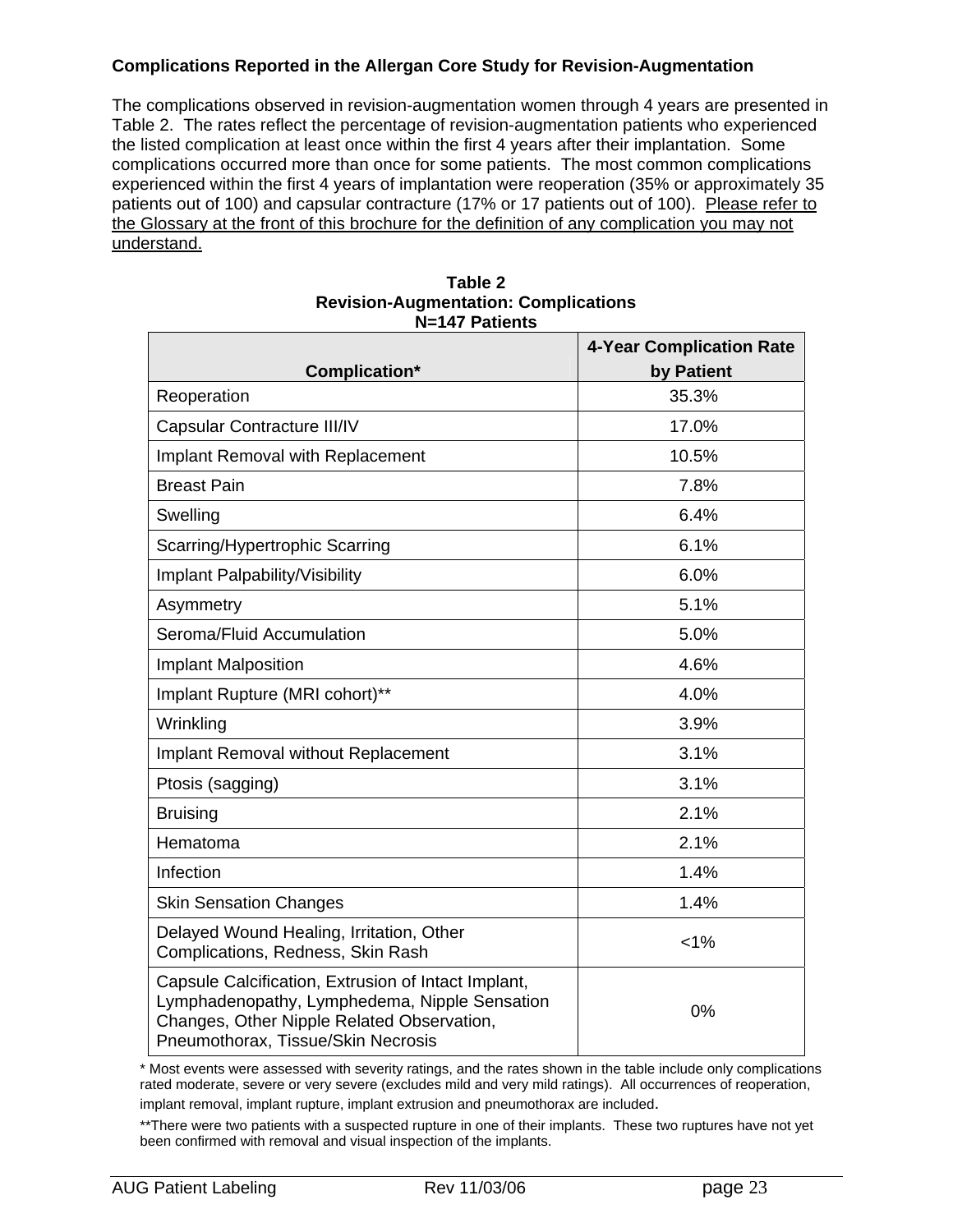**Complications Reported in the Allergan Core Study for Revision-Augmentation**

The complications observed in revision-augmentation women through 4 years are presented in Table 2. The rates reflect the percentage of revision-augmentation patients who experienced the listed complication at least once within the first 4 years after their implantation. Some complications occurred more than once for some patients. The most common complications experienced within the first 4 years of implantation were reoperation (35% or approximately 35 patients out of 100) and capsular contracture (17% or 17 patients out of 100). <u>Please refer to the Glossary at the front of this brochure for the definition of any complication you may not understand.</u>

**Table 2**
**Revision-Augmentation: Complications**
**N=147 Patients**

| Complication* | 4-Year Complication Rate by Patient |
|---|---|
| Reoperation | 35.3% |
| Capsular Contracture III/IV | 17.0% |
| Implant Removal with Replacement | 10.5% |
| Breast Pain | 7.8% |
| Swelling | 6.4% |
| Scarring/Hypertrophic Scarring | 6.1% |
| Implant Palpability/Visibility | 6.0% |
| Asymmetry | 5.1% |
| Seroma/Fluid Accumulation | 5.0% |
| Implant Malposition | 4.6% |
| Implant Rupture (MRI cohort)** | 4.0% |
| Wrinkling | 3.9% |
| Implant Removal without Replacement | 3.1% |
| Ptosis (sagging) | 3.1% |
| Bruising | 2.1% |
| Hematoma | 2.1% |
| Infection | 1.4% |
| Skin Sensation Changes | 1.4% |
| Delayed Wound Healing, Irritation, Other Complications, Redness, Skin Rash | <1% |
| Capsule Calcification, Extrusion of Intact Implant, Lymphadenopathy, Lymphedema, Nipple Sensation Changes, Other Nipple Related Observation, Pneumothorax, Tissue/Skin Necrosis | 0% |

\* Most events were assessed with severity ratings, and the rates shown in the table include only complications rated moderate, severe or very severe (excludes mild and very mild ratings). All occurrences of reoperation, implant removal, implant rupture, implant extrusion and pneumothorax are included.

\*\*There were two patients with a suspected rupture in one of their implants. These two ruptures have not yet been confirmed with removal and visual inspection of the implants.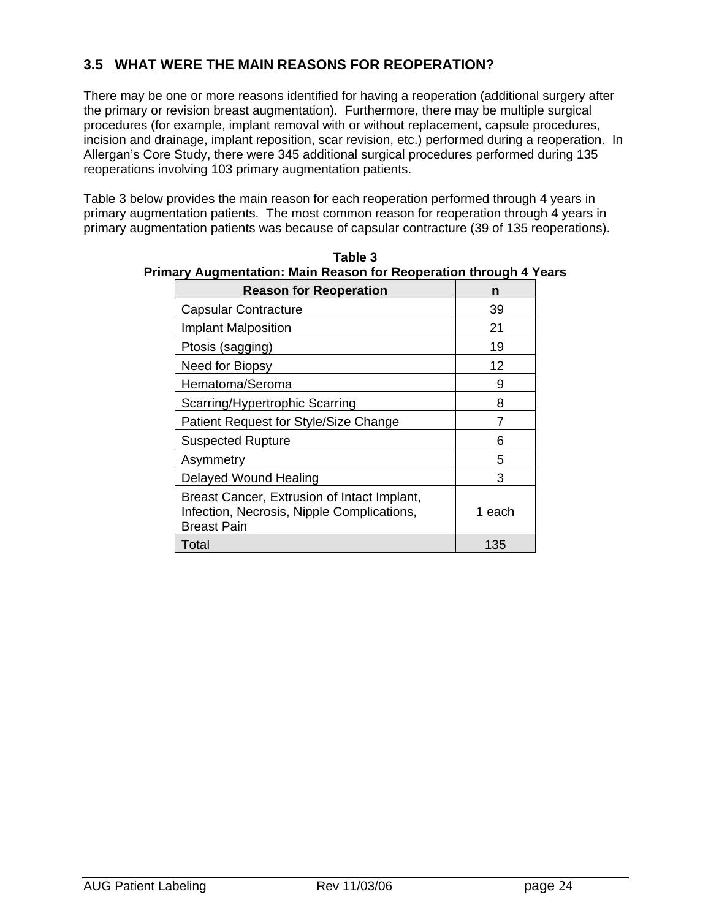### 3.5 WHAT WERE THE MAIN REASONS FOR REOPERATION?

There may be one or more reasons identified for having a reoperation (additional surgery after the primary or revision breast augmentation). Furthermore, there may be multiple surgical procedures (for example, implant removal with or without replacement, capsule procedures, incision and drainage, implant reposition, scar revision, etc.) performed during a reoperation. In Allergan's Core Study, there were 345 additional surgical procedures performed during 135 reoperations involving 103 primary augmentation patients.

Table 3 below provides the main reason for each reoperation performed through 4 years in primary augmentation patients. The most common reason for reoperation through 4 years in primary augmentation patients was because of capsular contracture (39 of 135 reoperations).

**Table 3**
**Primary Augmentation: Main Reason for Reoperation through 4 Years**

| Reason for Reoperation | n |
|---|---|
| Capsular Contracture | 39 |
| Implant Malposition | 21 |
| Ptosis (sagging) | 19 |
| Need for Biopsy | 12 |
| Hematoma/Seroma | 9 |
| Scarring/Hypertrophic Scarring | 8 |
| Patient Request for Style/Size Change | 7 |
| Suspected Rupture | 6 |
| Asymmetry | 5 |
| Delayed Wound Healing | 3 |
| Breast Cancer, Extrusion of Intact Implant, Infection, Necrosis, Nipple Complications, Breast Pain | 1 each |
| Total | 135 |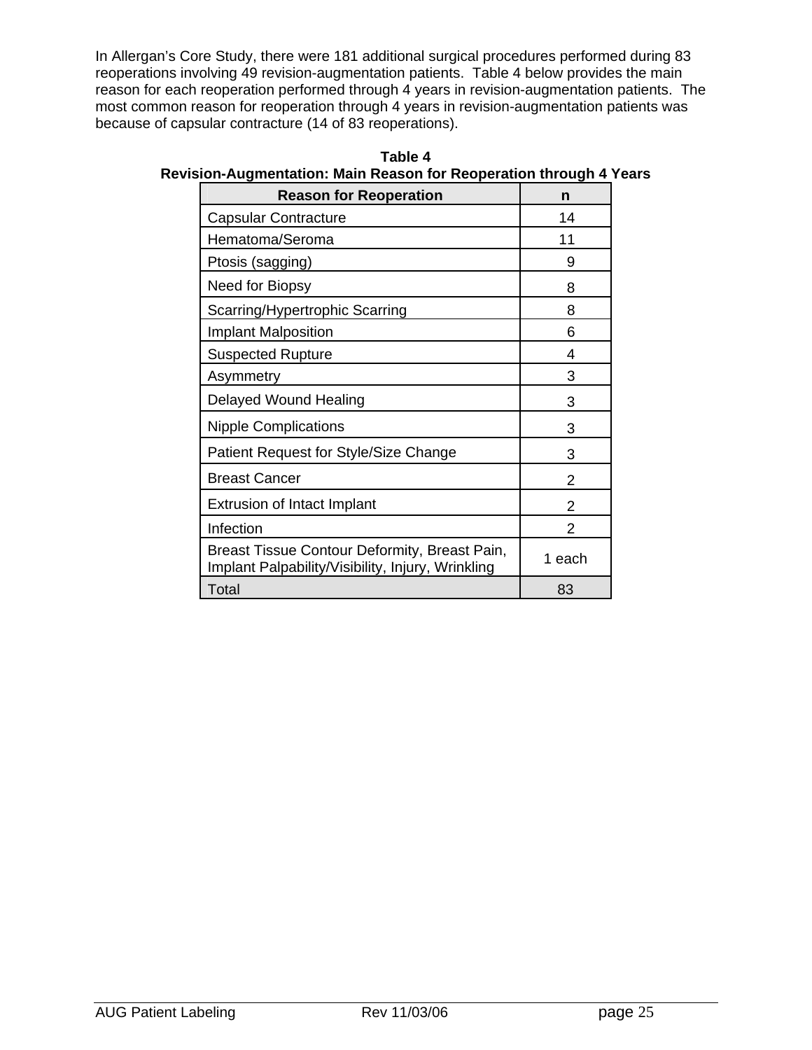In Allergan's Core Study, there were 181 additional surgical procedures performed during 83 reoperations involving 49 revision-augmentation patients. Table 4 below provides the main reason for each reoperation performed through 4 years in revision-augmentation patients. The most common reason for reoperation through 4 years in revision-augmentation patients was because of capsular contracture (14 of 83 reoperations).

**Table 4**
**Revision-Augmentation: Main Reason for Reoperation through 4 Years**

| Reason for Reoperation | n |
|---|---|
| Capsular Contracture | 14 |
| Hematoma/Seroma | 11 |
| Ptosis (sagging) | 9 |
| Need for Biopsy | 8 |
| Scarring/Hypertrophic Scarring | 8 |
| Implant Malposition | 6 |
| Suspected Rupture | 4 |
| Asymmetry | 3 |
| Delayed Wound Healing | 3 |
| Nipple Complications | 3 |
| Patient Request for Style/Size Change | 3 |
| Breast Cancer | 2 |
| Extrusion of Intact Implant | 2 |
| Infection | 2 |
| Breast Tissue Contour Deformity, Breast Pain, Implant Palpability/Visibility, Injury, Wrinkling | 1 each |
| Total | 83 |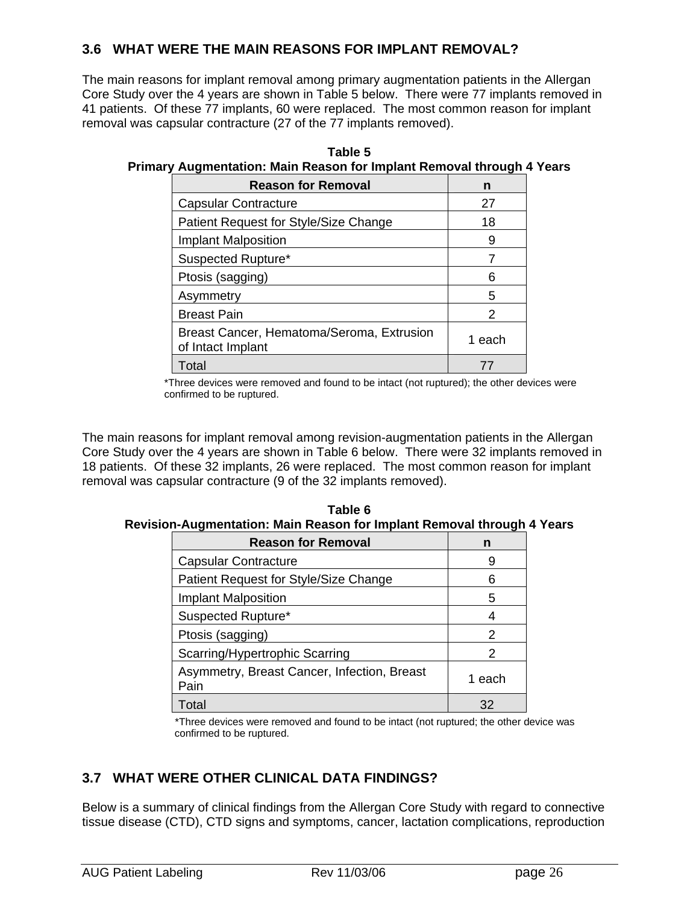## 3.6 WHAT WERE THE MAIN REASONS FOR IMPLANT REMOVAL?

The main reasons for implant removal among primary augmentation patients in the Allergan Core Study over the 4 years are shown in Table 5 below. There were 77 implants removed in 41 patients. Of these 77 implants, 60 were replaced. The most common reason for implant removal was capsular contracture (27 of the 77 implants removed).

**Table 5**
**Primary Augmentation: Main Reason for Implant Removal through 4 Years**

| Reason for Removal | n |
|---|---|
| Capsular Contracture | 27 |
| Patient Request for Style/Size Change | 18 |
| Implant Malposition | 9 |
| Suspected Rupture* | 7 |
| Ptosis (sagging) | 6 |
| Asymmetry | 5 |
| Breast Pain | 2 |
| Breast Cancer, Hematoma/Seroma, Extrusion of Intact Implant | 1 each |
| Total | 77 |

*Three devices were removed and found to be intact (not ruptured); the other devices were confirmed to be ruptured.

The main reasons for implant removal among revision-augmentation patients in the Allergan Core Study over the 4 years are shown in Table 6 below. There were 32 implants removed in 18 patients. Of these 32 implants, 26 were replaced. The most common reason for implant removal was capsular contracture (9 of the 32 implants removed).

**Table 6**
**Revision-Augmentation: Main Reason for Implant Removal through 4 Years**

| Reason for Removal | n |
|---|---|
| Capsular Contracture | 9 |
| Patient Request for Style/Size Change | 6 |
| Implant Malposition | 5 |
| Suspected Rupture* | 4 |
| Ptosis (sagging) | 2 |
| Scarring/Hypertrophic Scarring | 2 |
| Asymmetry, Breast Cancer, Infection, Breast Pain | 1 each |
| Total | 32 |

*Three devices were removed and found to be intact (not ruptured; the other device was confirmed to be ruptured.

## 3.7 WHAT WERE OTHER CLINICAL DATA FINDINGS?

Below is a summary of clinical findings from the Allergan Core Study with regard to connective tissue disease (CTD), CTD signs and symptoms, cancer, lactation complications, reproduction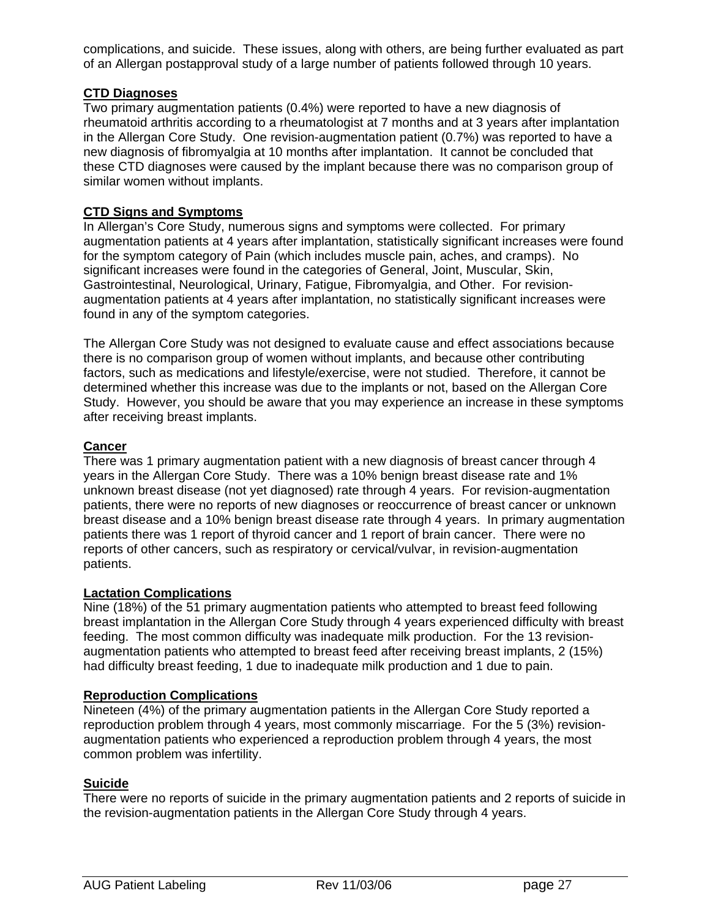complications, and suicide. These issues, along with others, are being further evaluated as part of an Allergan postapproval study of a large number of patients followed through 10 years.

**CTD Diagnoses**

Two primary augmentation patients (0.4%) were reported to have a new diagnosis of rheumatoid arthritis according to a rheumatologist at 7 months and at 3 years after implantation in the Allergan Core Study. One revision-augmentation patient (0.7%) was reported to have a new diagnosis of fibromyalgia at 10 months after implantation. It cannot be concluded that these CTD diagnoses were caused by the implant because there was no comparison group of similar women without implants.

**CTD Signs and Symptoms**

In Allergan's Core Study, numerous signs and symptoms were collected. For primary augmentation patients at 4 years after implantation, statistically significant increases were found for the symptom category of Pain (which includes muscle pain, aches, and cramps). No significant increases were found in the categories of General, Joint, Muscular, Skin, Gastrointestinal, Neurological, Urinary, Fatigue, Fibromyalgia, and Other. For revision-augmentation patients at 4 years after implantation, no statistically significant increases were found in any of the symptom categories.

The Allergan Core Study was not designed to evaluate cause and effect associations because there is no comparison group of women without implants, and because other contributing factors, such as medications and lifestyle/exercise, were not studied. Therefore, it cannot be determined whether this increase was due to the implants or not, based on the Allergan Core Study. However, you should be aware that you may experience an increase in these symptoms after receiving breast implants.

**Cancer**

There was 1 primary augmentation patient with a new diagnosis of breast cancer through 4 years in the Allergan Core Study. There was a 10% benign breast disease rate and 1% unknown breast disease (not yet diagnosed) rate through 4 years. For revision-augmentation patients, there were no reports of new diagnoses or reoccurrence of breast cancer or unknown breast disease and a 10% benign breast disease rate through 4 years. In primary augmentation patients there was 1 report of thyroid cancer and 1 report of brain cancer. There were no reports of other cancers, such as respiratory or cervical/vulvar, in revision-augmentation patients.

**Lactation Complications**

Nine (18%) of the 51 primary augmentation patients who attempted to breast feed following breast implantation in the Allergan Core Study through 4 years experienced difficulty with breast feeding. The most common difficulty was inadequate milk production. For the 13 revision-augmentation patients who attempted to breast feed after receiving breast implants, 2 (15%) had difficulty breast feeding, 1 due to inadequate milk production and 1 due to pain.

**Reproduction Complications**

Nineteen (4%) of the primary augmentation patients in the Allergan Core Study reported a reproduction problem through 4 years, most commonly miscarriage. For the 5 (3%) revision-augmentation patients who experienced a reproduction problem through 4 years, the most common problem was infertility.

**Suicide**

There were no reports of suicide in the primary augmentation patients and 2 reports of suicide in the revision-augmentation patients in the Allergan Core Study through 4 years.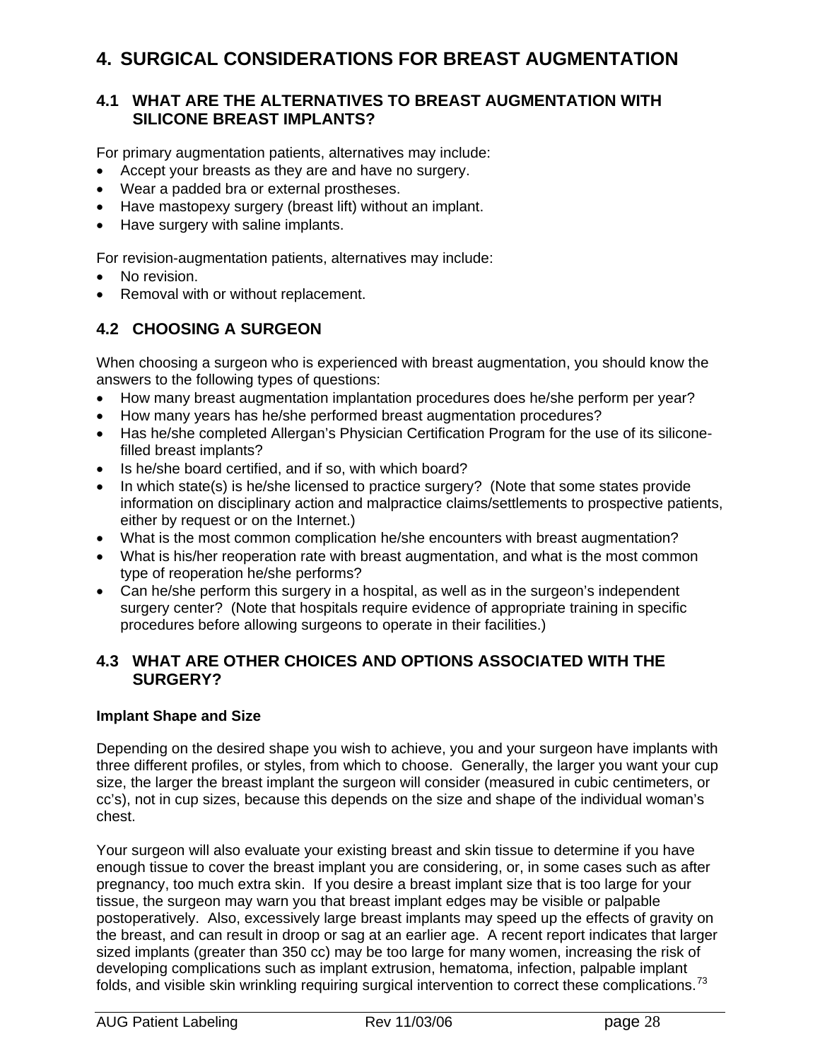# 4. SURGICAL CONSIDERATIONS FOR BREAST AUGMENTATION

## 4.1 WHAT ARE THE ALTERNATIVES TO BREAST AUGMENTATION WITH SILICONE BREAST IMPLANTS?

For primary augmentation patients, alternatives may include:

- Accept your breasts as they are and have no surgery.
- Wear a padded bra or external prostheses.
- Have mastopexy surgery (breast lift) without an implant.
- Have surgery with saline implants.

For revision-augmentation patients, alternatives may include:

- No revision.
- Removal with or without replacement.

## 4.2 CHOOSING A SURGEON

When choosing a surgeon who is experienced with breast augmentation, you should know the answers to the following types of questions:

- How many breast augmentation implantation procedures does he/she perform per year?
- How many years has he/she performed breast augmentation procedures?
- Has he/she completed Allergan's Physician Certification Program for the use of its silicone-filled breast implants?
- Is he/she board certified, and if so, with which board?
- In which state(s) is he/she licensed to practice surgery? (Note that some states provide information on disciplinary action and malpractice claims/settlements to prospective patients, either by request or on the Internet.)
- What is the most common complication he/she encounters with breast augmentation?
- What is his/her reoperation rate with breast augmentation, and what is the most common type of reoperation he/she performs?
- Can he/she perform this surgery in a hospital, as well as in the surgeon's independent surgery center? (Note that hospitals require evidence of appropriate training in specific procedures before allowing surgeons to operate in their facilities.)

## 4.3 WHAT ARE OTHER CHOICES AND OPTIONS ASSOCIATED WITH THE SURGERY?

**Implant Shape and Size**

Depending on the desired shape you wish to achieve, you and your surgeon have implants with three different profiles, or styles, from which to choose. Generally, the larger you want your cup size, the larger the breast implant the surgeon will consider (measured in cubic centimeters, or cc's), not in cup sizes, because this depends on the size and shape of the individual woman's chest.

Your surgeon will also evaluate your existing breast and skin tissue to determine if you have enough tissue to cover the breast implant you are considering, or, in some cases such as after pregnancy, too much extra skin. If you desire a breast implant size that is too large for your tissue, the surgeon may warn you that breast implant edges may be visible or palpable postoperatively. Also, excessively large breast implants may speed up the effects of gravity on the breast, and can result in droop or sag at an earlier age. A recent report indicates that larger sized implants (greater than 350 cc) may be too large for many women, increasing the risk of developing complications such as implant extrusion, hematoma, infection, palpable implant folds, and visible skin wrinkling requiring surgical intervention to correct these complications.[73]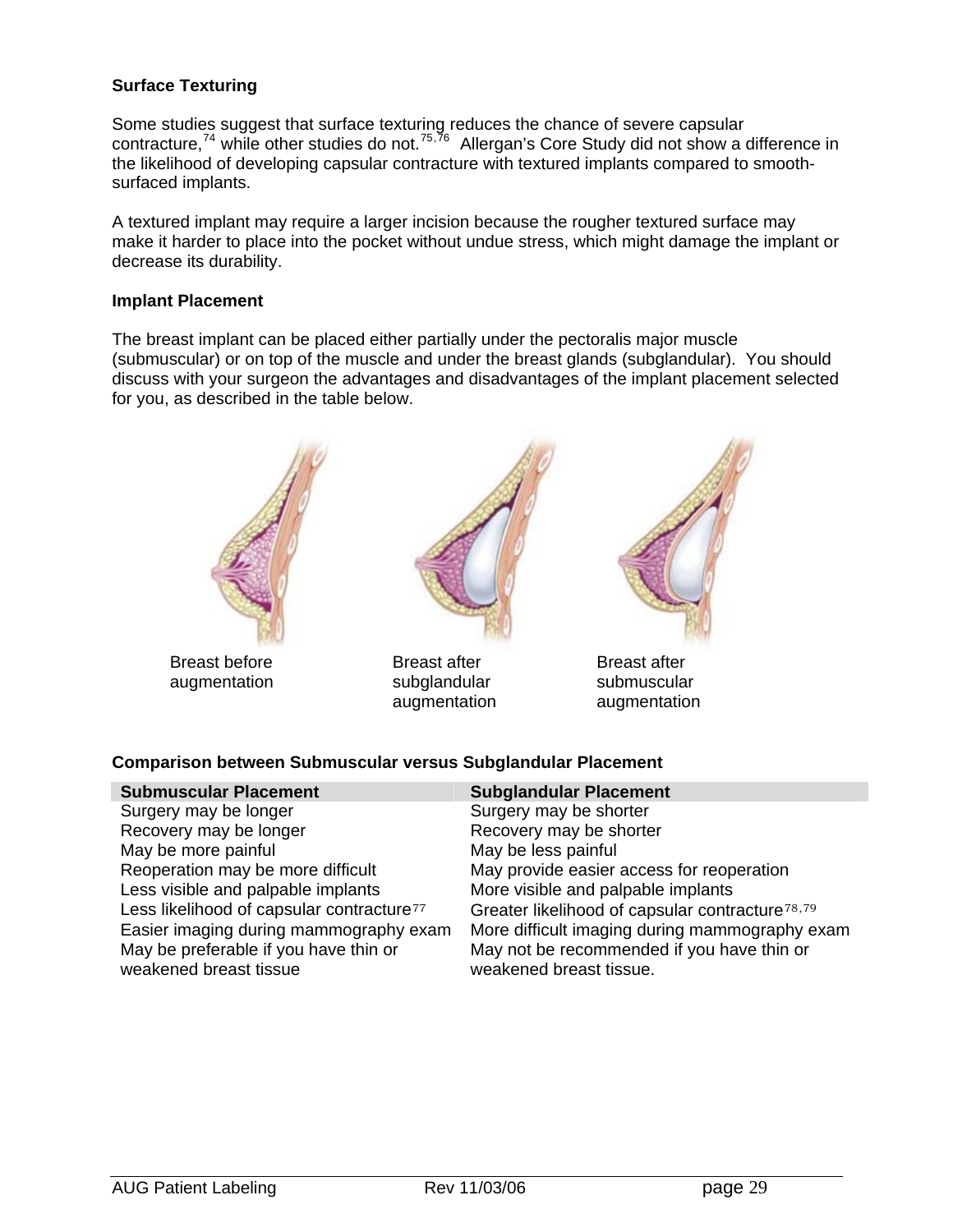**Surface Texturing**

Some studies suggest that surface texturing reduces the chance of severe capsular contracture,[74] while other studies do not.[75,76] Allergan's Core Study did not show a difference in the likelihood of developing capsular contracture with textured implants compared to smooth-surfaced implants.

A textured implant may require a larger incision because the rougher textured surface may make it harder to place into the pocket without undue stress, which might damage the implant or decrease its durability.

**Implant Placement**

The breast implant can be placed either partially under the pectoralis major muscle (submuscular) or on top of the muscle and under the breast glands (subglandular). You should discuss with your surgeon the advantages and disadvantages of the implant placement selected for you, as described in the table below.

Breast before augmentation

Breast after subglandular augmentation

Breast after submuscular augmentation

**Comparison between Submuscular versus Subglandular Placement**

| Submuscular Placement | Subglandular Placement |
| --- | --- |
| Surgery may be longer | Surgery may be shorter |
| Recovery may be longer | Recovery may be shorter |
| May be more painful | May be less painful |
| Reoperation may be more difficult | May provide easier access for reoperation |
| Less visible and palpable implants | More visible and palpable implants |
| Less likelihood of capsular contracture[77] | Greater likelihood of capsular contracture[78,79] |
| Easier imaging during mammography exam | More difficult imaging during mammography exam |
| May be preferable if you have thin or weakened breast tissue | May not be recommended if you have thin or weakened breast tissue. |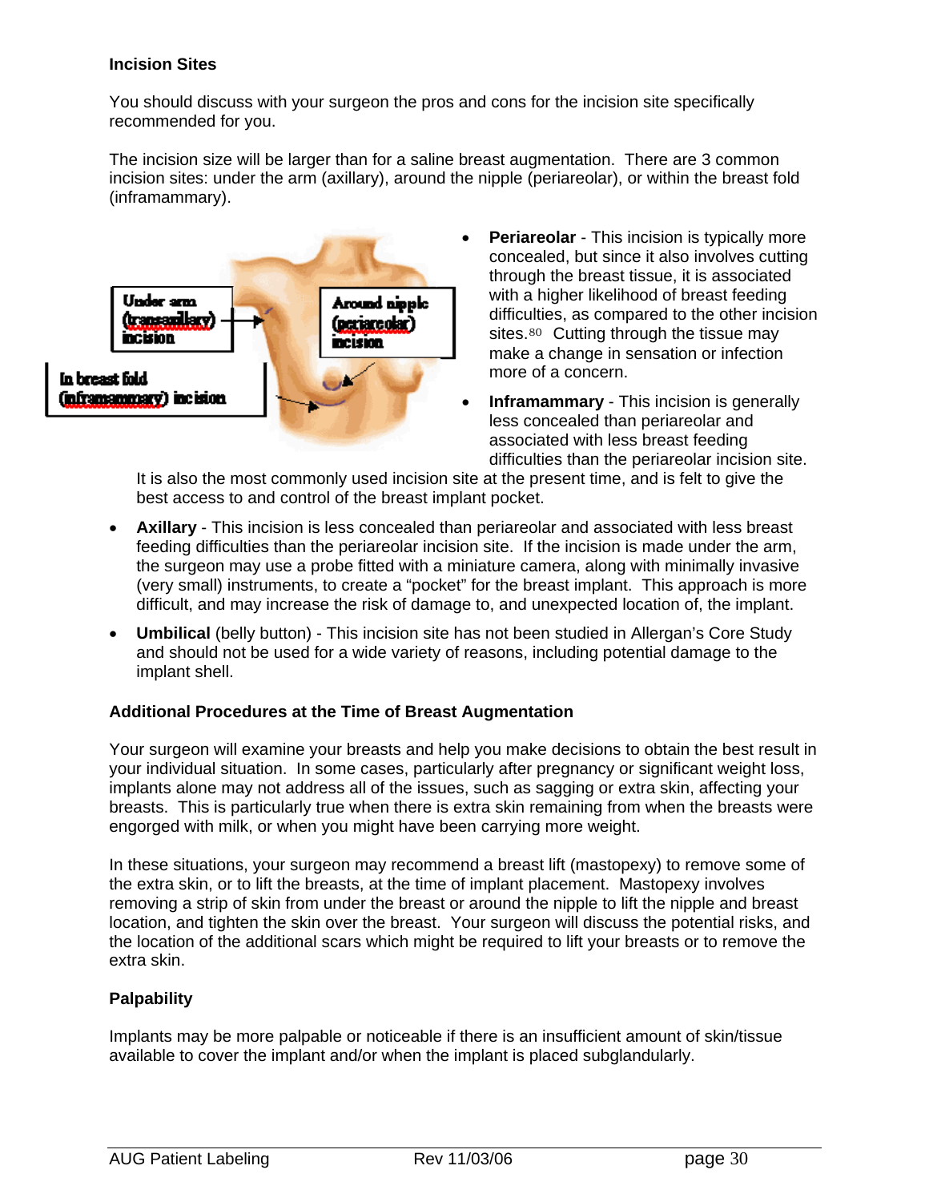**Incision Sites**

You should discuss with your surgeon the pros and cons for the incision site specifically recommended for you.

The incision size will be larger than for a saline breast augmentation. There are 3 common incision sites: under the arm (axillary), around the nipple (periareolar), or within the breast fold (inframammary).

Under arm (transaxillary) incision

Around nipple (periareolar) incision

In breast fold (inframammary) incision

- **Periareolar** - This incision is typically more concealed, but since it also involves cutting through the breast tissue, it is associated with a higher likelihood of breast feeding difficulties, as compared to the other incision sites.[80] Cutting through the tissue may make a change in sensation or infection more of a concern.
- **Inframammary** - This incision is generally less concealed than periareolar and associated with less breast feeding difficulties than the periareolar incision site. It is also the most commonly used incision site at the present time, and is felt to give the best access to and control of the breast implant pocket.
- **Axillary** - This incision is less concealed than periareolar and associated with less breast feeding difficulties than the periareolar incision site. If the incision is made under the arm, the surgeon may use a probe fitted with a miniature camera, along with minimally invasive (very small) instruments, to create a "pocket" for the breast implant. This approach is more difficult, and may increase the risk of damage to, and unexpected location of, the implant.
- **Umbilical** (belly button) - This incision site has not been studied in Allergan's Core Study and should not be used for a wide variety of reasons, including potential damage to the implant shell.

**Additional Procedures at the Time of Breast Augmentation**

Your surgeon will examine your breasts and help you make decisions to obtain the best result in your individual situation. In some cases, particularly after pregnancy or significant weight loss, implants alone may not address all of the issues, such as sagging or extra skin, affecting your breasts. This is particularly true when there is extra skin remaining from when the breasts were engorged with milk, or when you might have been carrying more weight.

In these situations, your surgeon may recommend a breast lift (mastopexy) to remove some of the extra skin, or to lift the breasts, at the time of implant placement. Mastopexy involves removing a strip of skin from under the breast or around the nipple to lift the nipple and breast location, and tighten the skin over the breast. Your surgeon will discuss the potential risks, and the location of the additional scars which might be required to lift your breasts or to remove the extra skin.

**Palpability**

Implants may be more palpable or noticeable if there is an insufficient amount of skin/tissue available to cover the implant and/or when the implant is placed subglandularly.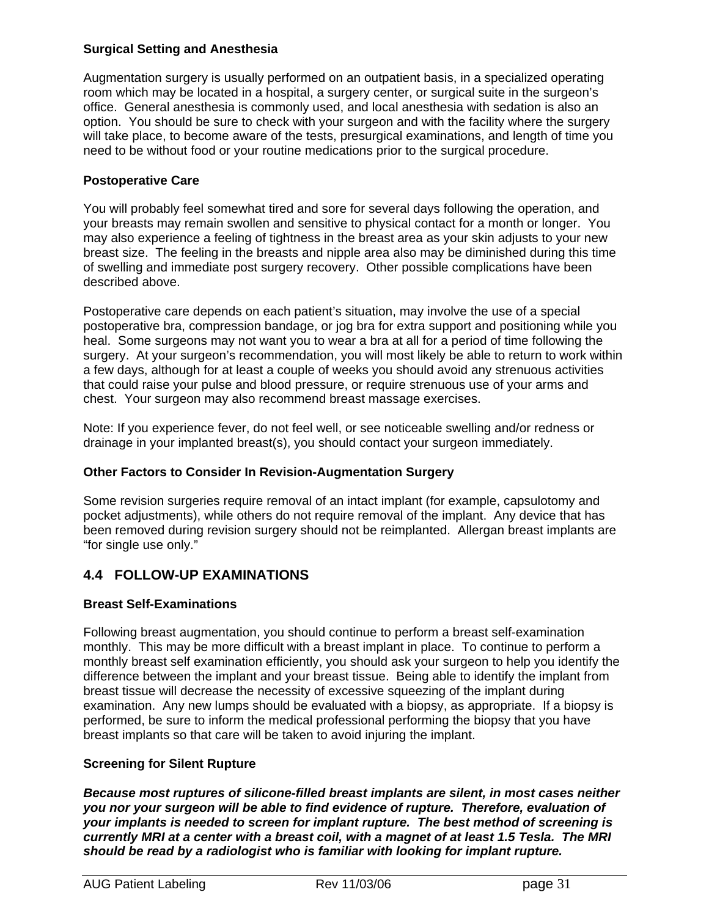**Surgical Setting and Anesthesia**

Augmentation surgery is usually performed on an outpatient basis, in a specialized operating room which may be located in a hospital, a surgery center, or surgical suite in the surgeon's office. General anesthesia is commonly used, and local anesthesia with sedation is also an option. You should be sure to check with your surgeon and with the facility where the surgery will take place, to become aware of the tests, presurgical examinations, and length of time you need to be without food or your routine medications prior to the surgical procedure.

**Postoperative Care**

You will probably feel somewhat tired and sore for several days following the operation, and your breasts may remain swollen and sensitive to physical contact for a month or longer. You may also experience a feeling of tightness in the breast area as your skin adjusts to your new breast size. The feeling in the breasts and nipple area also may be diminished during this time of swelling and immediate post surgery recovery. Other possible complications have been described above.

Postoperative care depends on each patient's situation, may involve the use of a special postoperative bra, compression bandage, or jog bra for extra support and positioning while you heal. Some surgeons may not want you to wear a bra at all for a period of time following the surgery. At your surgeon's recommendation, you will most likely be able to return to work within a few days, although for at least a couple of weeks you should avoid any strenuous activities that could raise your pulse and blood pressure, or require strenuous use of your arms and chest. Your surgeon may also recommend breast massage exercises.

Note: If you experience fever, do not feel well, or see noticeable swelling and/or redness or drainage in your implanted breast(s), you should contact your surgeon immediately.

**Other Factors to Consider In Revision-Augmentation Surgery**

Some revision surgeries require removal of an intact implant (for example, capsulotomy and pocket adjustments), while others do not require removal of the implant. Any device that has been removed during revision surgery should not be reimplanted. Allergan breast implants are "for single use only."

## 4.4 FOLLOW-UP EXAMINATIONS

**Breast Self-Examinations**

Following breast augmentation, you should continue to perform a breast self-examination monthly. This may be more difficult with a breast implant in place. To continue to perform a monthly breast self examination efficiently, you should ask your surgeon to help you identify the difference between the implant and your breast tissue. Being able to identify the implant from breast tissue will decrease the necessity of excessive squeezing of the implant during examination. Any new lumps should be evaluated with a biopsy, as appropriate. If a biopsy is performed, be sure to inform the medical professional performing the biopsy that you have breast implants so that care will be taken to avoid injuring the implant.

**Screening for Silent Rupture**

***Because most ruptures of silicone-filled breast implants are silent, in most cases neither you nor your surgeon will be able to find evidence of rupture. Therefore, evaluation of your implants is needed to screen for implant rupture. The best method of screening is currently MRI at a center with a breast coil, with a magnet of at least 1.5 Tesla. The MRI should be read by a radiologist who is familiar with looking for implant rupture.***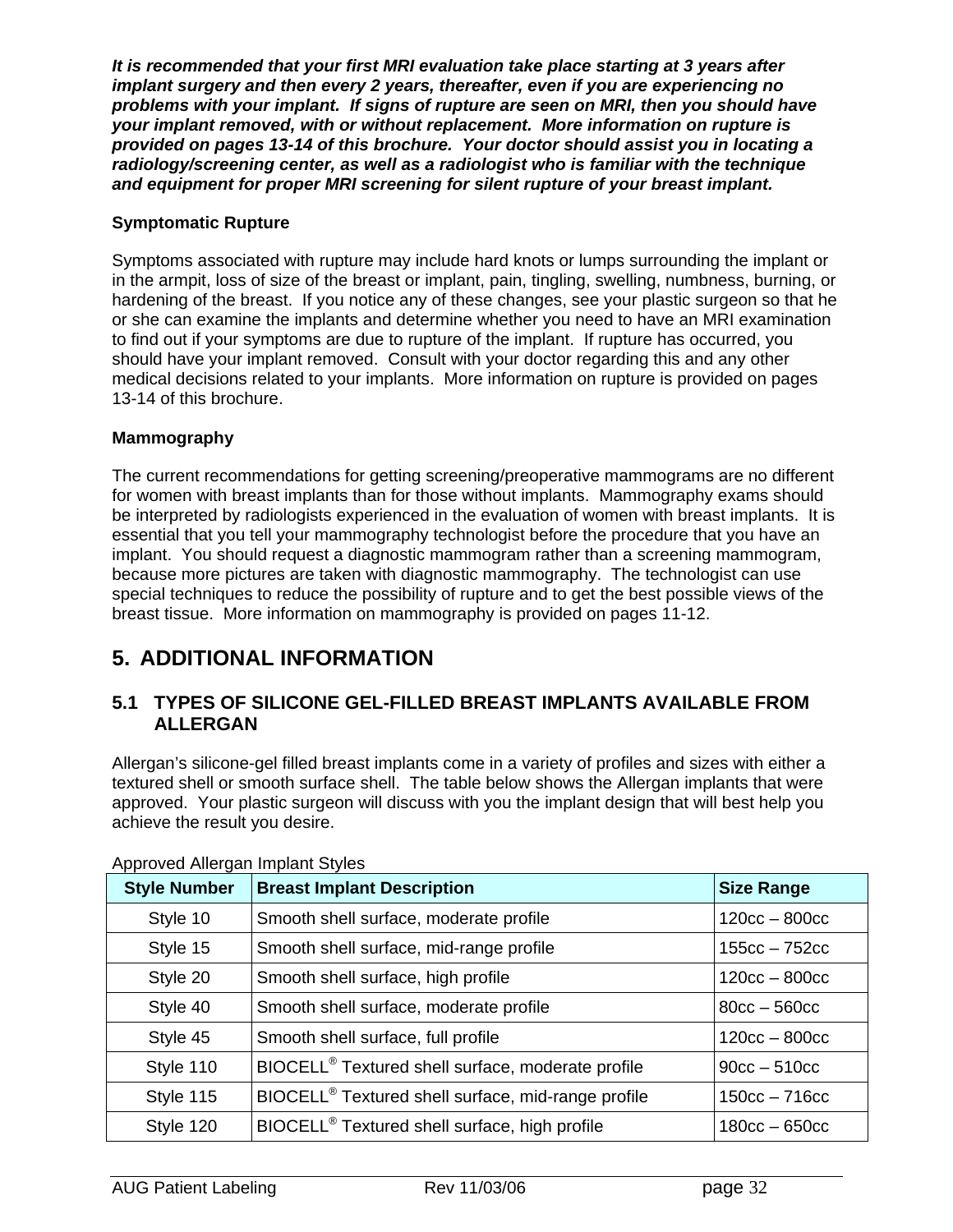***It is recommended that your first MRI evaluation take place starting at 3 years after implant surgery and then every 2 years, thereafter, even if you are experiencing no problems with your implant. If signs of rupture are seen on MRI, then you should have your implant removed, with or without replacement. More information on rupture is provided on pages 13-14 of this brochure. Your doctor should assist you in locating a radiology/screening center, as well as a radiologist who is familiar with the technique and equipment for proper MRI screening for silent rupture of your breast implant.***

**Symptomatic Rupture**

Symptoms associated with rupture may include hard knots or lumps surrounding the implant or in the armpit, loss of size of the breast or implant, pain, tingling, swelling, numbness, burning, or hardening of the breast. If you notice any of these changes, see your plastic surgeon so that he or she can examine the implants and determine whether you need to have an MRI examination to find out if your symptoms are due to rupture of the implant. If rupture has occurred, you should have your implant removed. Consult with your doctor regarding this and any other medical decisions related to your implants. More information on rupture is provided on pages 13-14 of this brochure.

**Mammography**

The current recommendations for getting screening/preoperative mammograms are no different for women with breast implants than for those without implants. Mammography exams should be interpreted by radiologists experienced in the evaluation of women with breast implants. It is essential that you tell your mammography technologist before the procedure that you have an implant. You should request a diagnostic mammogram rather than a screening mammogram, because more pictures are taken with diagnostic mammography. The technologist can use special techniques to reduce the possibility of rupture and to get the best possible views of the breast tissue. More information on mammography is provided on pages 11-12.

## 5. ADDITIONAL INFORMATION

### 5.1 TYPES OF SILICONE GEL-FILLED BREAST IMPLANTS AVAILABLE FROM ALLERGAN

Allergan's silicone-gel filled breast implants come in a variety of profiles and sizes with either a textured shell or smooth surface shell. The table below shows the Allergan implants that were approved. Your plastic surgeon will discuss with you the implant design that will best help you achieve the result you desire.

Approved Allergan Implant Styles

| Style Number | Breast Implant Description | Size Range |
|---|---|---|
| Style 10 | Smooth shell surface, moderate profile | 120cc – 800cc |
| Style 15 | Smooth shell surface, mid-range profile | 155cc – 752cc |
| Style 20 | Smooth shell surface, high profile | 120cc – 800cc |
| Style 40 | Smooth shell surface, moderate profile | 80cc – 560cc |
| Style 45 | Smooth shell surface, full profile | 120cc – 800cc |
| Style 110 | BIOCELL® Textured shell surface, moderate profile | 90cc – 510cc |
| Style 115 | BIOCELL® Textured shell surface, mid-range profile | 150cc – 716cc |
| Style 120 | BIOCELL® Textured shell surface, high profile | 180cc – 650cc |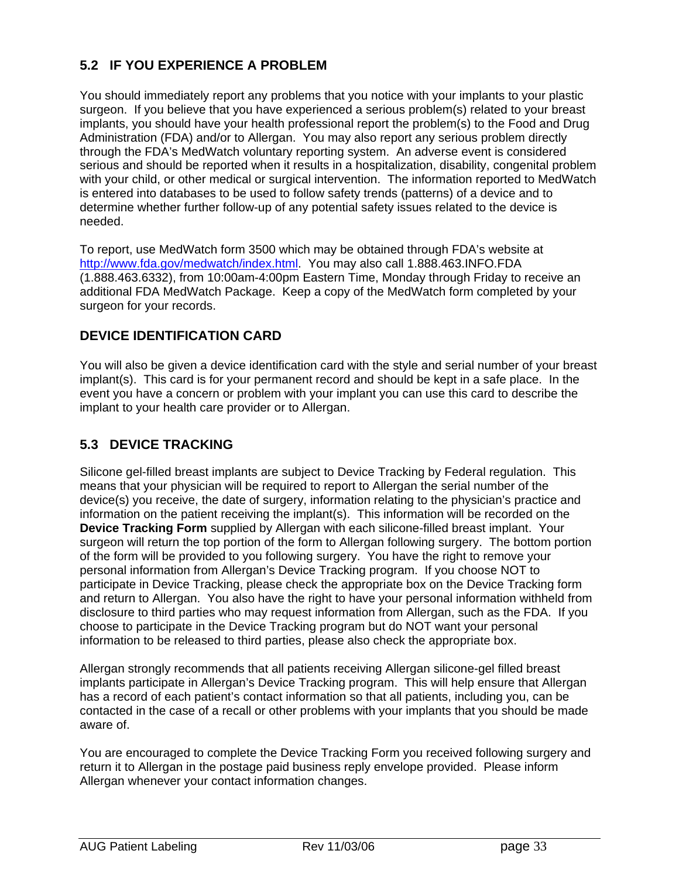## 5.2 IF YOU EXPERIENCE A PROBLEM

You should immediately report any problems that you notice with your implants to your plastic surgeon. If you believe that you have experienced a serious problem(s) related to your breast implants, you should have your health professional report the problem(s) to the Food and Drug Administration (FDA) and/or to Allergan. You may also report any serious problem directly through the FDA's MedWatch voluntary reporting system. An adverse event is considered serious and should be reported when it results in a hospitalization, disability, congenital problem with your child, or other medical or surgical intervention. The information reported to MedWatch is entered into databases to be used to follow safety trends (patterns) of a device and to determine whether further follow-up of any potential safety issues related to the device is needed.

To report, use MedWatch form 3500 which may be obtained through FDA's website at http://www.fda.gov/medwatch/index.html. You may also call 1.888.463.INFO.FDA (1.888.463.6332), from 10:00am-4:00pm Eastern Time, Monday through Friday to receive an additional FDA MedWatch Package. Keep a copy of the MedWatch form completed by your surgeon for your records.

### DEVICE IDENTIFICATION CARD

You will also be given a device identification card with the style and serial number of your breast implant(s). This card is for your permanent record and should be kept in a safe place. In the event you have a concern or problem with your implant you can use this card to describe the implant to your health care provider or to Allergan.

## 5.3 DEVICE TRACKING

Silicone gel-filled breast implants are subject to Device Tracking by Federal regulation. This means that your physician will be required to report to Allergan the serial number of the device(s) you receive, the date of surgery, information relating to the physician's practice and information on the patient receiving the implant(s). This information will be recorded on the **Device Tracking Form** supplied by Allergan with each silicone-filled breast implant. Your surgeon will return the top portion of the form to Allergan following surgery. The bottom portion of the form will be provided to you following surgery. You have the right to remove your personal information from Allergan's Device Tracking program. If you choose NOT to participate in Device Tracking, please check the appropriate box on the Device Tracking form and return to Allergan. You also have the right to have your personal information withheld from disclosure to third parties who may request information from Allergan, such as the FDA. If you choose to participate in the Device Tracking program but do NOT want your personal information to be released to third parties, please also check the appropriate box.

Allergan strongly recommends that all patients receiving Allergan silicone-gel filled breast implants participate in Allergan's Device Tracking program. This will help ensure that Allergan has a record of each patient's contact information so that all patients, including you, can be contacted in the case of a recall or other problems with your implants that you should be made aware of.

You are encouraged to complete the Device Tracking Form you received following surgery and return it to Allergan in the postage paid business reply envelope provided. Please inform Allergan whenever your contact information changes.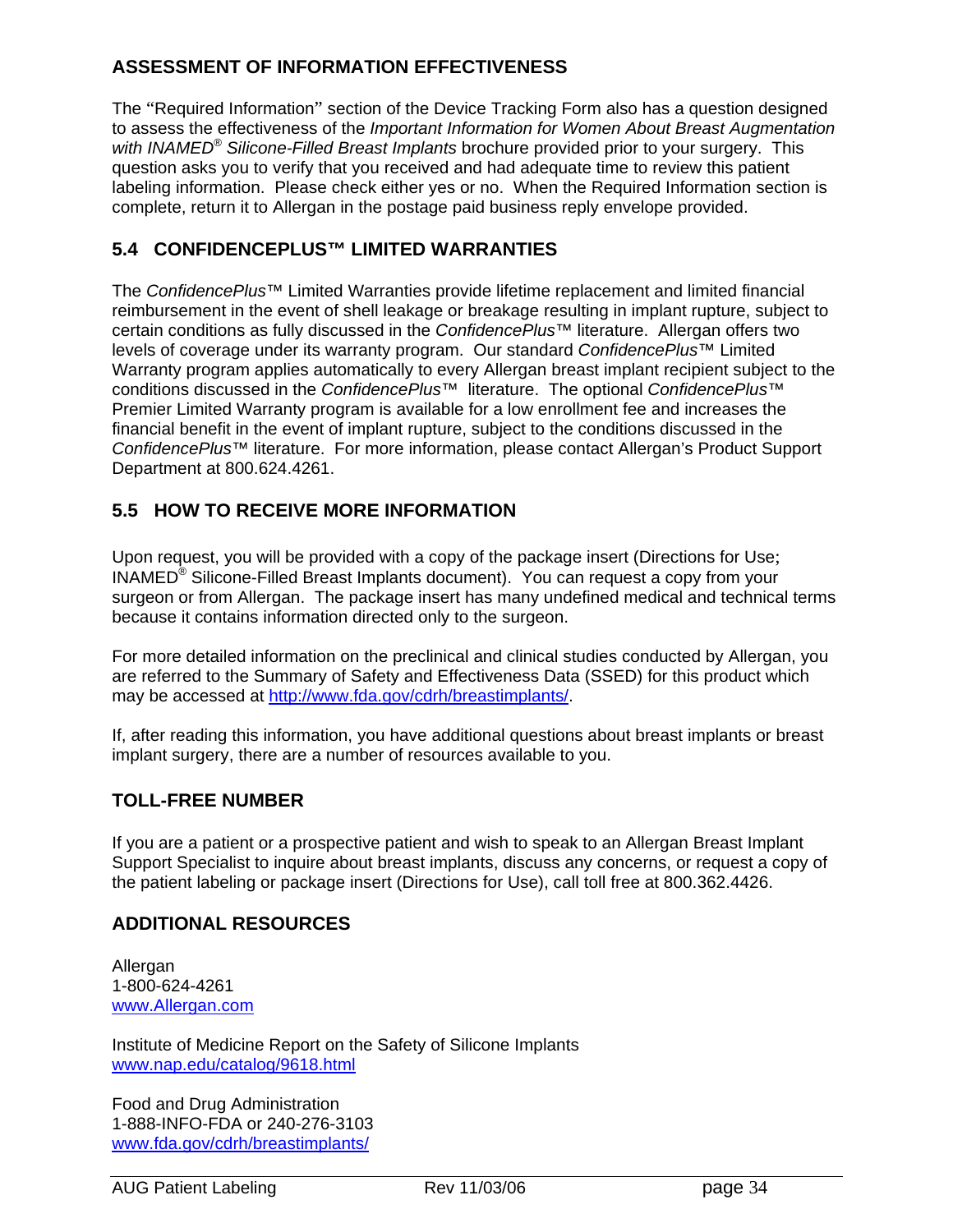## ASSESSMENT OF INFORMATION EFFECTIVENESS

The "Required Information" section of the Device Tracking Form also has a question designed to assess the effectiveness of the *Important Information for Women About Breast Augmentation with INAMED® Silicone-Filled Breast Implants* brochure provided prior to your surgery. This question asks you to verify that you received and had adequate time to review this patient labeling information. Please check either yes or no. When the Required Information section is complete, return it to Allergan in the postage paid business reply envelope provided.

## 5.4 CONFIDENCEPLUS™ LIMITED WARRANTIES

The *ConfidencePlus*™ Limited Warranties provide lifetime replacement and limited financial reimbursement in the event of shell leakage or breakage resulting in implant rupture, subject to certain conditions as fully discussed in the *ConfidencePlus*™ literature. Allergan offers two levels of coverage under its warranty program. Our standard *ConfidencePlus*™ Limited Warranty program applies automatically to every Allergan breast implant recipient subject to the conditions discussed in the *ConfidencePlus*™ literature. The optional *ConfidencePlus*™ Premier Limited Warranty program is available for a low enrollment fee and increases the financial benefit in the event of implant rupture, subject to the conditions discussed in the *ConfidencePlus*™ literature. For more information, please contact Allergan's Product Support Department at 800.624.4261.

## 5.5 HOW TO RECEIVE MORE INFORMATION

Upon request, you will be provided with a copy of the package insert (Directions for Use; INAMED® Silicone-Filled Breast Implants document). You can request a copy from your surgeon or from Allergan. The package insert has many undefined medical and technical terms because it contains information directed only to the surgeon.

For more detailed information on the preclinical and clinical studies conducted by Allergan, you are referred to the Summary of Safety and Effectiveness Data (SSED) for this product which may be accessed at http://www.fda.gov/cdrh/breastimplants/.

If, after reading this information, you have additional questions about breast implants or breast implant surgery, there are a number of resources available to you.

## TOLL-FREE NUMBER

If you are a patient or a prospective patient and wish to speak to an Allergan Breast Implant Support Specialist to inquire about breast implants, discuss any concerns, or request a copy of the patient labeling or package insert (Directions for Use), call toll free at 800.362.4426.

## ADDITIONAL RESOURCES

Allergan
1-800-624-4261
www.Allergan.com

Institute of Medicine Report on the Safety of Silicone Implants
www.nap.edu/catalog/9618.html

Food and Drug Administration
1-888-INFO-FDA or 240-276-3103
www.fda.gov/cdrh/breastimplants/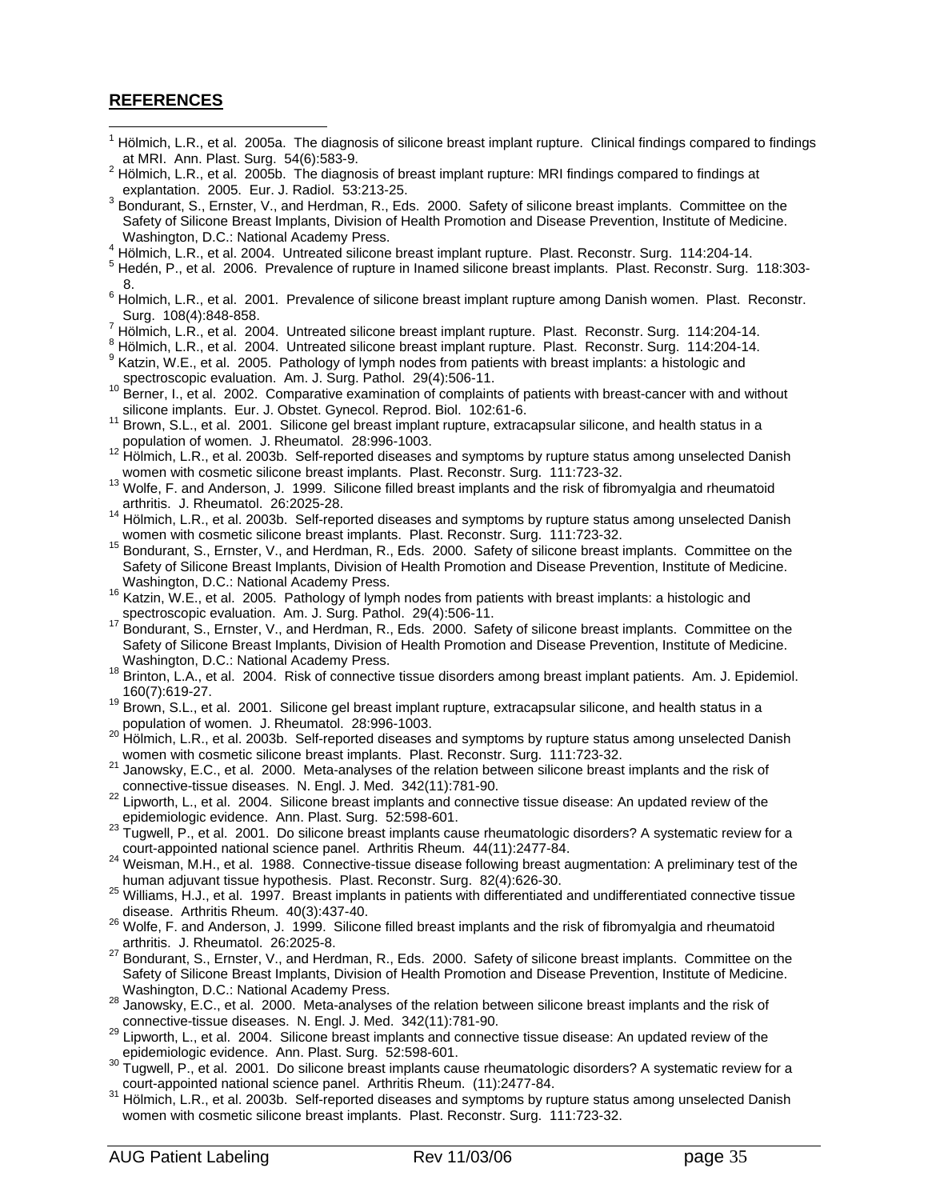## REFERENCES

[1] Hölmich, L.R., et al. 2005a. The diagnosis of silicone breast implant rupture. Clinical findings compared to findings at MRI. Ann. Plast. Surg. 54(6):583-9.

[2] Hölmich, L.R., et al. 2005b. The diagnosis of breast implant rupture: MRI findings compared to findings at explantation. 2005. Eur. J. Radiol. 53:213-25.

[3] Bondurant, S., Ernster, V., and Herdman, R., Eds. 2000. Safety of silicone breast implants. Committee on the Safety of Silicone Breast Implants, Division of Health Promotion and Disease Prevention, Institute of Medicine. Washington, D.C.: National Academy Press.

[4] Hölmich, L.R., et al. 2004. Untreated silicone breast implant rupture. Plast. Reconstr. Surg. 114:204-14.

[5] Hedén, P., et al. 2006. Prevalence of rupture in Inamed silicone breast implants. Plast. Reconstr. Surg. 118:303-8.

[6] Holmich, L.R., et al. 2001. Prevalence of silicone breast implant rupture among Danish women. Plast. Reconstr. Surg. 108(4):848-858.

[7] Hölmich, L.R., et al. 2004. Untreated silicone breast implant rupture. Plast. Reconstr. Surg. 114:204-14.

[8] Hölmich, L.R., et al. 2004. Untreated silicone breast implant rupture. Plast. Reconstr. Surg. 114:204-14.

[9] Katzin, W.E., et al. 2005. Pathology of lymph nodes from patients with breast implants: a histologic and spectroscopic evaluation. Am. J. Surg. Pathol. 29(4):506-11.

[10] Berner, I., et al. 2002. Comparative examination of complaints of patients with breast-cancer with and without silicone implants. Eur. J. Obstet. Gynecol. Reprod. Biol. 102:61-6.

[11] Brown, S.L., et al. 2001. Silicone gel breast implant rupture, extracapsular silicone, and health status in a population of women. J. Rheumatol. 28:996-1003.

[12] Hölmich, L.R., et al. 2003b. Self-reported diseases and symptoms by rupture status among unselected Danish women with cosmetic silicone breast implants. Plast. Reconstr. Surg. 111:723-32.

[13] Wolfe, F. and Anderson, J. 1999. Silicone filled breast implants and the risk of fibromyalgia and rheumatoid arthritis. J. Rheumatol. 26:2025-28.

[14] Hölmich, L.R., et al. 2003b. Self-reported diseases and symptoms by rupture status among unselected Danish women with cosmetic silicone breast implants. Plast. Reconstr. Surg. 111:723-32.

[15] Bondurant, S., Ernster, V., and Herdman, R., Eds. 2000. Safety of silicone breast implants. Committee on the Safety of Silicone Breast Implants, Division of Health Promotion and Disease Prevention, Institute of Medicine. Washington, D.C.: National Academy Press.

[16] Katzin, W.E., et al. 2005. Pathology of lymph nodes from patients with breast implants: a histologic and spectroscopic evaluation. Am. J. Surg. Pathol. 29(4):506-11.

[17] Bondurant, S., Ernster, V., and Herdman, R., Eds. 2000. Safety of silicone breast implants. Committee on the Safety of Silicone Breast Implants, Division of Health Promotion and Disease Prevention, Institute of Medicine. Washington, D.C.: National Academy Press.

[18] Brinton, L.A., et al. 2004. Risk of connective tissue disorders among breast implant patients. Am. J. Epidemiol. 160(7):619-27.

[19] Brown, S.L., et al. 2001. Silicone gel breast implant rupture, extracapsular silicone, and health status in a population of women. J. Rheumatol. 28:996-1003.

[20] Hölmich, L.R., et al. 2003b. Self-reported diseases and symptoms by rupture status among unselected Danish women with cosmetic silicone breast implants. Plast. Reconstr. Surg. 111:723-32.

[21] Janowsky, E.C., et al. 2000. Meta-analyses of the relation between silicone breast implants and the risk of connective-tissue diseases. N. Engl. J. Med. 342(11):781-90.

[22] Lipworth, L., et al. 2004. Silicone breast implants and connective tissue disease: An updated review of the epidemiologic evidence. Ann. Plast. Surg. 52:598-601.

[23] Tugwell, P., et al. 2001. Do silicone breast implants cause rheumatologic disorders? A systematic review for a court-appointed national science panel. Arthritis Rheum. 44(11):2477-84.

[24] Weisman, M.H., et al. 1988. Connective-tissue disease following breast augmentation: A preliminary test of the human adjuvant tissue hypothesis. Plast. Reconstr. Surg. 82(4):626-30.

[25] Williams, H.J., et al. 1997. Breast implants in patients with differentiated and undifferentiated connective tissue disease. Arthritis Rheum. 40(3):437-40.

[26] Wolfe, F. and Anderson, J. 1999. Silicone filled breast implants and the risk of fibromyalgia and rheumatoid arthritis. J. Rheumatol. 26:2025-8.

[27] Bondurant, S., Ernster, V., and Herdman, R., Eds. 2000. Safety of silicone breast implants. Committee on the Safety of Silicone Breast Implants, Division of Health Promotion and Disease Prevention, Institute of Medicine. Washington, D.C.: National Academy Press.

[28] Janowsky, E.C., et al. 2000. Meta-analyses of the relation between silicone breast implants and the risk of connective-tissue diseases. N. Engl. J. Med. 342(11):781-90.

[29] Lipworth, L., et al. 2004. Silicone breast implants and connective tissue disease: An updated review of the epidemiologic evidence. Ann. Plast. Surg. 52:598-601.

[30] Tugwell, P., et al. 2001. Do silicone breast implants cause rheumatologic disorders? A systematic review for a court-appointed national science panel. Arthritis Rheum. (11):2477-84.

[31] Hölmich, L.R., et al. 2003b. Self-reported diseases and symptoms by rupture status among unselected Danish women with cosmetic silicone breast implants. Plast. Reconstr. Surg. 111:723-32.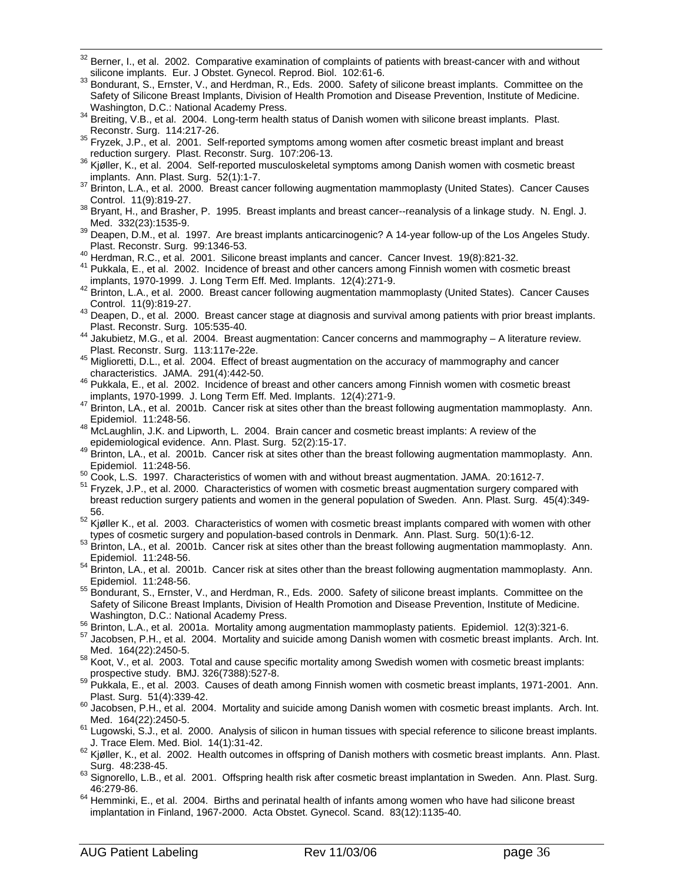[32] Berner, I., et al. 2002. Comparative examination of complaints of patients with breast-cancer with and without silicone implants. Eur. J Obstet. Gynecol. Reprod. Biol. 102:61-6.

[33] Bondurant, S., Ernster, V., and Herdman, R., Eds. 2000. Safety of silicone breast implants. Committee on the Safety of Silicone Breast Implants, Division of Health Promotion and Disease Prevention, Institute of Medicine. Washington, D.C.: National Academy Press.

[34] Breiting, V.B., et al. 2004. Long-term health status of Danish women with silicone breast implants. Plast. Reconstr. Surg. 114:217-26.

[35] Fryzek, J.P., et al. 2001. Self-reported symptoms among women after cosmetic breast implant and breast reduction surgery. Plast. Reconstr. Surg. 107:206-13.

[36] Kjøller, K., et al. 2004. Self-reported musculoskeletal symptoms among Danish women with cosmetic breast implants. Ann. Plast. Surg. 52(1):1-7.

[37] Brinton, L.A., et al. 2000. Breast cancer following augmentation mammoplasty (United States). Cancer Causes Control. 11(9):819-27.

[38] Bryant, H., and Brasher, P. 1995. Breast implants and breast cancer--reanalysis of a linkage study. N. Engl. J. Med. 332(23):1535-9.

[39] Deapen, D.M., et al. 1997. Are breast implants anticarcinogenic? A 14-year follow-up of the Los Angeles Study. Plast. Reconstr. Surg. 99:1346-53.

[40] Herdman, R.C., et al. 2001. Silicone breast implants and cancer. Cancer Invest. 19(8):821-32.

[41] Pukkala, E., et al. 2002. Incidence of breast and other cancers among Finnish women with cosmetic breast implants, 1970-1999. J. Long Term Eff. Med. Implants. 12(4):271-9.

[42] Brinton, L.A., et al. 2000. Breast cancer following augmentation mammoplasty (United States). Cancer Causes Control. 11(9):819-27.

[43] Deapen, D., et al. 2000. Breast cancer stage at diagnosis and survival among patients with prior breast implants. Plast. Reconstr. Surg. 105:535-40.

[44] Jakubietz, M.G., et al. 2004. Breast augmentation: Cancer concerns and mammography – A literature review. Plast. Reconstr. Surg. 113:117e-22e.

[45] Miglioretti, D.L., et al. 2004. Effect of breast augmentation on the accuracy of mammography and cancer characteristics. JAMA. 291(4):442-50.

[46] Pukkala, E., et al. 2002. Incidence of breast and other cancers among Finnish women with cosmetic breast implants, 1970-1999. J. Long Term Eff. Med. Implants. 12(4):271-9.

[47] Brinton, LA., et al. 2001b. Cancer risk at sites other than the breast following augmentation mammoplasty. Ann. Epidemiol. 11:248-56.

[48] McLaughlin, J.K. and Lipworth, L. 2004. Brain cancer and cosmetic breast implants: A review of the epidemiological evidence. Ann. Plast. Surg. 52(2):15-17.

[49] Brinton, LA., et al. 2001b. Cancer risk at sites other than the breast following augmentation mammoplasty. Ann. Epidemiol. 11:248-56.

[50] Cook, L.S. 1997. Characteristics of women with and without breast augmentation. JAMA. 20:1612-7.

[51] Fryzek, J.P., et al. 2000. Characteristics of women with cosmetic breast augmentation surgery compared with breast reduction surgery patients and women in the general population of Sweden. Ann. Plast. Surg. 45(4):349-56.

[52] Kjøller K., et al. 2003. Characteristics of women with cosmetic breast implants compared with women with other types of cosmetic surgery and population-based controls in Denmark. Ann. Plast. Surg. 50(1):6-12.

[53] Brinton, LA., et al. 2001b. Cancer risk at sites other than the breast following augmentation mammoplasty. Ann. Epidemiol. 11:248-56.

[54] Brinton, LA., et al. 2001b. Cancer risk at sites other than the breast following augmentation mammoplasty. Ann. Epidemiol. 11:248-56.

[55] Bondurant, S., Ernster, V., and Herdman, R., Eds. 2000. Safety of silicone breast implants. Committee on the Safety of Silicone Breast Implants, Division of Health Promotion and Disease Prevention, Institute of Medicine. Washington, D.C.: National Academy Press.

[56] Brinton, L.A., et al. 2001a. Mortality among augmentation mammoplasty patients. Epidemiol. 12(3):321-6.

[57] Jacobsen, P.H., et al. 2004. Mortality and suicide among Danish women with cosmetic breast implants. Arch. Int. Med. 164(22):2450-5.

[58] Koot, V., et al. 2003. Total and cause specific mortality among Swedish women with cosmetic breast implants: prospective study. BMJ. 326(7388):527-8.

[59] Pukkala, E., et al. 2003. Causes of death among Finnish women with cosmetic breast implants, 1971-2001. Ann. Plast. Surg. 51(4):339-42.

[60] Jacobsen, P.H., et al. 2004. Mortality and suicide among Danish women with cosmetic breast implants. Arch. Int. Med. 164(22):2450-5.

[61] Lugowski, S.J., et al. 2000. Analysis of silicon in human tissues with special reference to silicone breast implants. J. Trace Elem. Med. Biol. 14(1):31-42.

[62] Kjøller, K., et al. 2002. Health outcomes in offspring of Danish mothers with cosmetic breast implants. Ann. Plast. Surg. 48:238-45.

[63] Signorello, L.B., et al. 2001. Offspring health risk after cosmetic breast implantation in Sweden. Ann. Plast. Surg. 46:279-86.

[64] Hemminki, E., et al. 2004. Births and perinatal health of infants among women who have had silicone breast implantation in Finland, 1967-2000. Acta Obstet. Gynecol. Scand. 83(12):1135-40.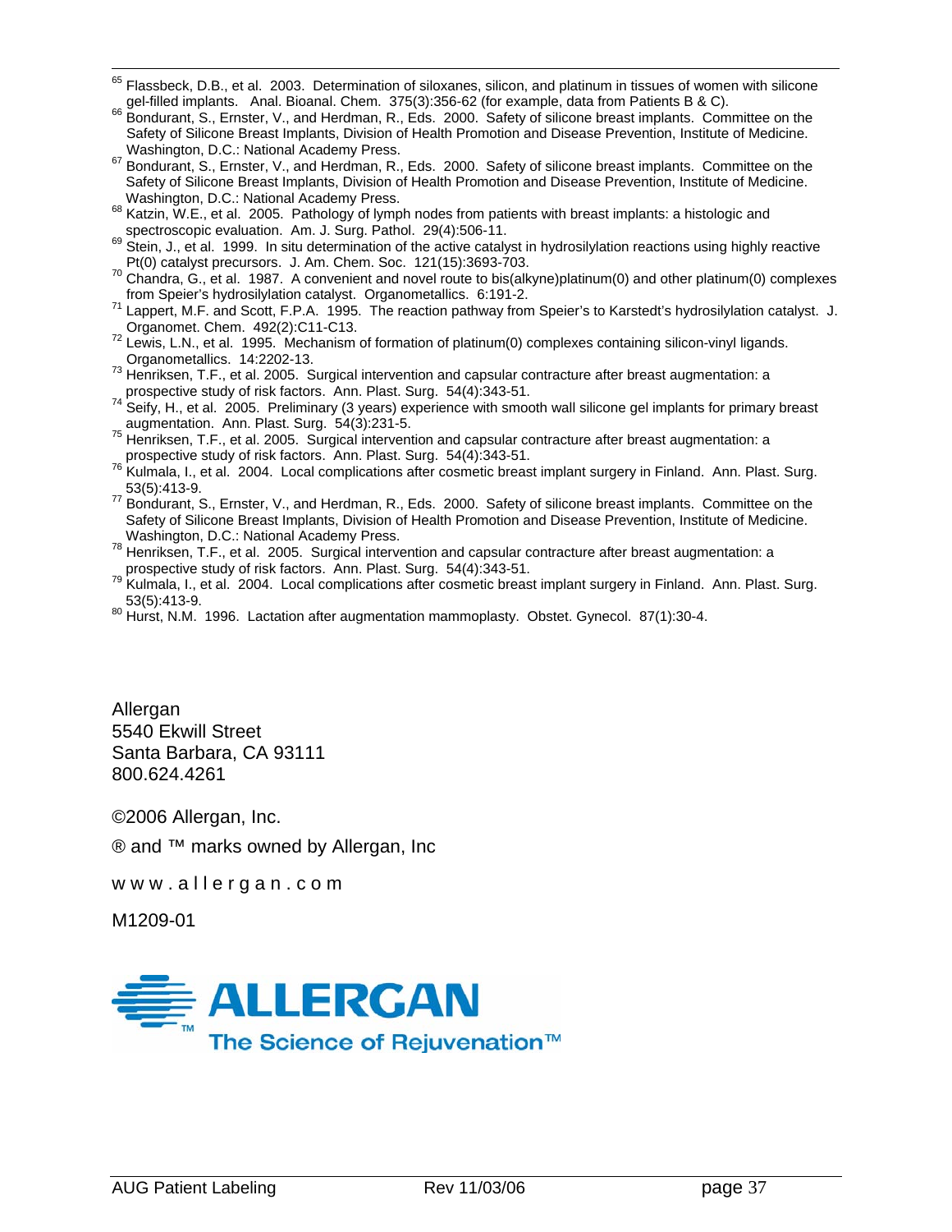[65] Flassbeck, D.B., et al. 2003. Determination of siloxanes, silicon, and platinum in tissues of women with silicone gel-filled implants. Anal. Bioanal. Chem. 375(3):356-62 (for example, data from Patients B & C).

[66] Bondurant, S., Ernster, V., and Herdman, R., Eds. 2000. Safety of silicone breast implants. Committee on the Safety of Silicone Breast Implants, Division of Health Promotion and Disease Prevention, Institute of Medicine. Washington, D.C.: National Academy Press.

[67] Bondurant, S., Ernster, V., and Herdman, R., Eds. 2000. Safety of silicone breast implants. Committee on the Safety of Silicone Breast Implants, Division of Health Promotion and Disease Prevention, Institute of Medicine. Washington, D.C.: National Academy Press.

[68] Katzin, W.E., et al. 2005. Pathology of lymph nodes from patients with breast implants: a histologic and spectroscopic evaluation. Am. J. Surg. Pathol. 29(4):506-11.

[69] Stein, J., et al. 1999. In situ determination of the active catalyst in hydrosilylation reactions using highly reactive Pt(0) catalyst precursors. J. Am. Chem. Soc. 121(15):3693-703.

[70] Chandra, G., et al. 1987. A convenient and novel route to bis(alkyne)platinum(0) and other platinum(0) complexes from Speier's hydrosilylation catalyst. Organometallics. 6:191-2.

[71] Lappert, M.F. and Scott, F.P.A. 1995. The reaction pathway from Speier's to Karstedt's hydrosilylation catalyst. J. Organomet. Chem. 492(2):C11-C13.

[72] Lewis, L.N., et al. 1995. Mechanism of formation of platinum(0) complexes containing silicon-vinyl ligands. Organometallics. 14:2202-13.

[73] Henriksen, T.F., et al. 2005. Surgical intervention and capsular contracture after breast augmentation: a prospective study of risk factors. Ann. Plast. Surg. 54(4):343-51.

[74] Seify, H., et al. 2005. Preliminary (3 years) experience with smooth wall silicone gel implants for primary breast augmentation. Ann. Plast. Surg. 54(3):231-5.

[75] Henriksen, T.F., et al. 2005. Surgical intervention and capsular contracture after breast augmentation: a prospective study of risk factors. Ann. Plast. Surg. 54(4):343-51.

[76] Kulmala, I., et al. 2004. Local complications after cosmetic breast implant surgery in Finland. Ann. Plast. Surg. 53(5):413-9.

[77] Bondurant, S., Ernster, V., and Herdman, R., Eds. 2000. Safety of silicone breast implants. Committee on the Safety of Silicone Breast Implants, Division of Health Promotion and Disease Prevention, Institute of Medicine. Washington, D.C.: National Academy Press.

[78] Henriksen, T.F., et al. 2005. Surgical intervention and capsular contracture after breast augmentation: a prospective study of risk factors. Ann. Plast. Surg. 54(4):343-51.

[79] Kulmala, I., et al. 2004. Local complications after cosmetic breast implant surgery in Finland. Ann. Plast. Surg. 53(5):413-9.

[80] Hurst, N.M. 1996. Lactation after augmentation mammoplasty. Obstet. Gynecol. 87(1):30-4.

Allergan
5540 Ekwill Street
Santa Barbara, CA 93111
800.624.4261

©2006 Allergan, Inc.

® and ™ marks owned by Allergan, Inc

www.allergan.com

M1209-01

ALLERGAN
The Science of Rejuvenation™